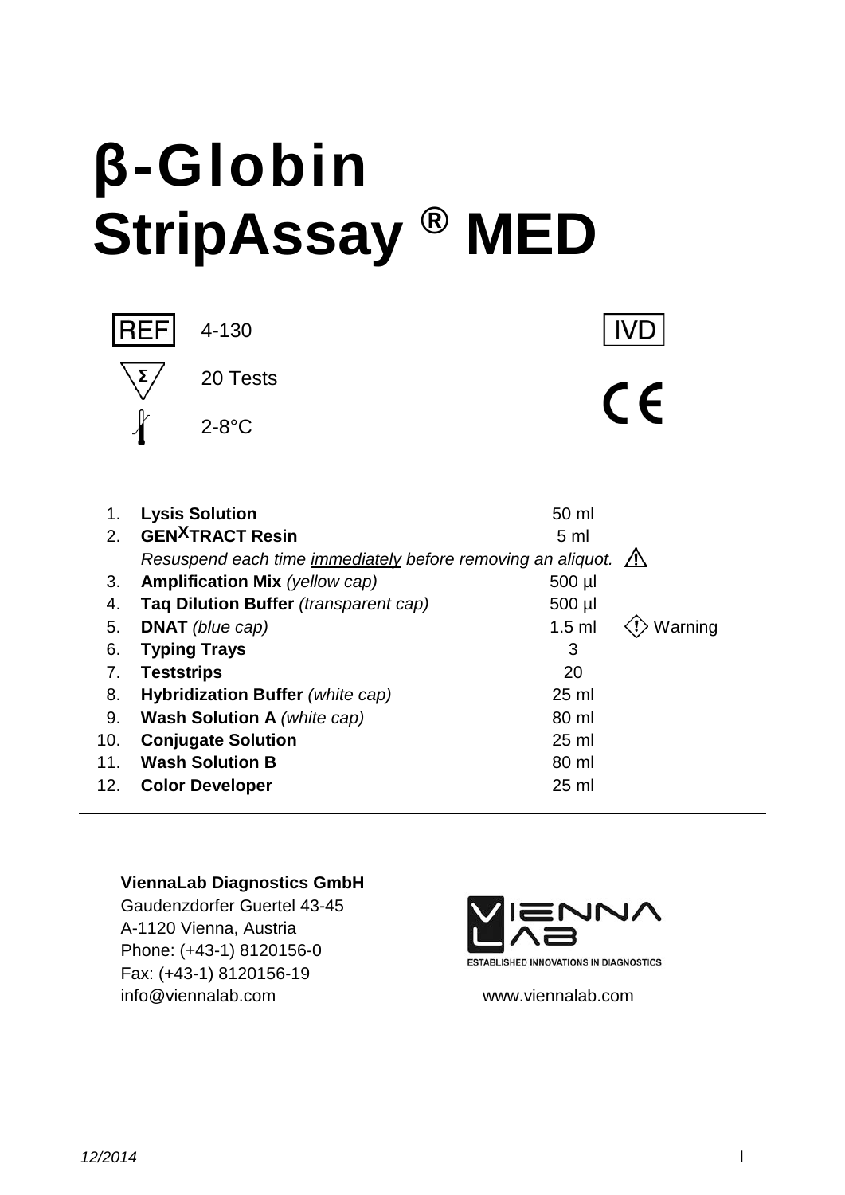# β-Globin StripAssay ® MED

REF 4-130

Σ 20 Tests

2-8°C

IVD

CE

| | | | |
|---|---|---|---|
| 1. | **Lysis Solution** | 50 ml | |
| 2. | **GEN$^X$TRACT Resin** | 5 ml | |
| | *Resuspend each time immediately before removing an aliquot.* | | ⚠ |
| 3. | **Amplification Mix** *(yellow cap)* | 500 µl | |
| 4. | **Taq Dilution Buffer** *(transparent cap)* | 500 µl | |
| 5. | **DNAT** *(blue cap)* | 1.5 ml | Warning |
| 6. | **Typing Trays** | 3 | |
| 7. | **Teststrips** | 20 | |
| 8. | **Hybridization Buffer** *(white cap)* | 25 ml | |
| 9. | **Wash Solution A** *(white cap)* | 80 ml | |
| 10. | **Conjugate Solution** | 25 ml | |
| 11. | **Wash Solution B** | 80 ml | |
| 12. | **Color Developer** | 25 ml | |

**ViennaLab Diagnostics GmbH**
Gaudenzdorfer Guertel 43-45
A-1120 Vienna, Austria
Phone: (+43-1) 8120156-0
Fax: (+43-1) 8120156-19
info@viennalab.com

VIENNA LAB
ESTABLISHED INNOVATIONS IN DIAGNOSTICS
www.viennalab.com

*12/2014*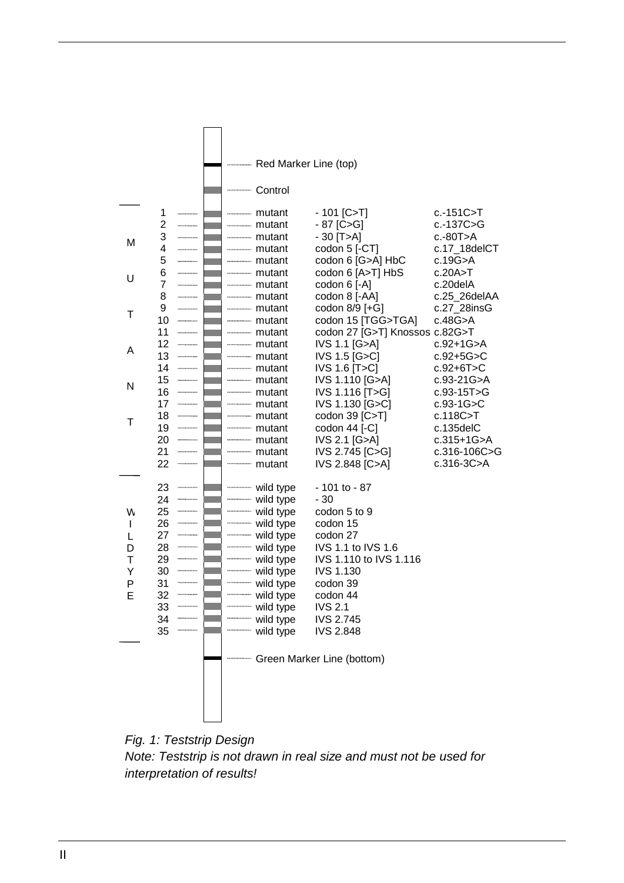Red Marker Line (top)

Control

| Group | Line | Type | Mutation | HGVS |
|---|---|---|---|---|
| MUTANT | 1 | mutant | - 101 [C>T] | c.-151C>T |
| | 2 | mutant | - 87 [C>G] | c.-137C>G |
| | 3 | mutant | - 30 [T>A] | c.-80T>A |
| | 4 | mutant | codon 5 [-CT] | c.17_18delCT |
| | 5 | mutant | codon 6 [G>A] HbC | c.19G>A |
| | 6 | mutant | codon 6 [A>T] HbS | c.20A>T |
| | 7 | mutant | codon 6 [-A] | c.20delA |
| | 8 | mutant | codon 8 [-AA] | c.25_26delAA |
| | 9 | mutant | codon 8/9 [+G] | c.27_28insG |
| | 10 | mutant | codon 15 [TGG>TGA] | c.48G>A |
| | 11 | mutant | codon 27 [G>T] Knossos | c.82G>T |
| | 12 | mutant | IVS 1.1 [G>A] | c.92+1G>A |
| | 13 | mutant | IVS 1.5 [G>C] | c.92+5G>C |
| | 14 | mutant | IVS 1.6 [T>C] | c.92+6T>C |
| | 15 | mutant | IVS 1.110 [G>A] | c.93-21G>A |
| | 16 | mutant | IVS 1.116 [T>G] | c.93-15T>G |
| | 17 | mutant | IVS 1.130 [G>C] | c.93-1G>C |
| | 18 | mutant | codon 39 [C>T] | c.118C>T |
| | 19 | mutant | codon 44 [-C] | c.135delC |
| | 20 | mutant | IVS 2.1 [G>A] | c.315+1G>A |
| | 21 | mutant | IVS 2.745 [C>G] | c.316-106C>G |
| | 22 | mutant | IVS 2.848 [C>A] | c.316-3C>A |
| WILDTYPE | 23 | wild type | - 101 to - 87 | |
| | 24 | wild type | - 30 | |
| | 25 | wild type | codon 5 to 9 | |
| | 26 | wild type | codon 15 | |
| | 27 | wild type | codon 27 | |
| | 28 | wild type | IVS 1.1 to IVS 1.6 | |
| | 29 | wild type | IVS 1.110 to IVS 1.116 | |
| | 30 | wild type | IVS 1.130 | |
| | 31 | wild type | codon 39 | |
| | 32 | wild type | codon 44 | |
| | 33 | wild type | IVS 2.1 | |
| | 34 | wild type | IVS 2.745 | |
| | 35 | wild type | IVS 2.848 | |

Green Marker Line (bottom)

*Fig. 1: Teststrip Design*
*Note: Teststrip is not drawn in real size and must not be used for interpretation of results!*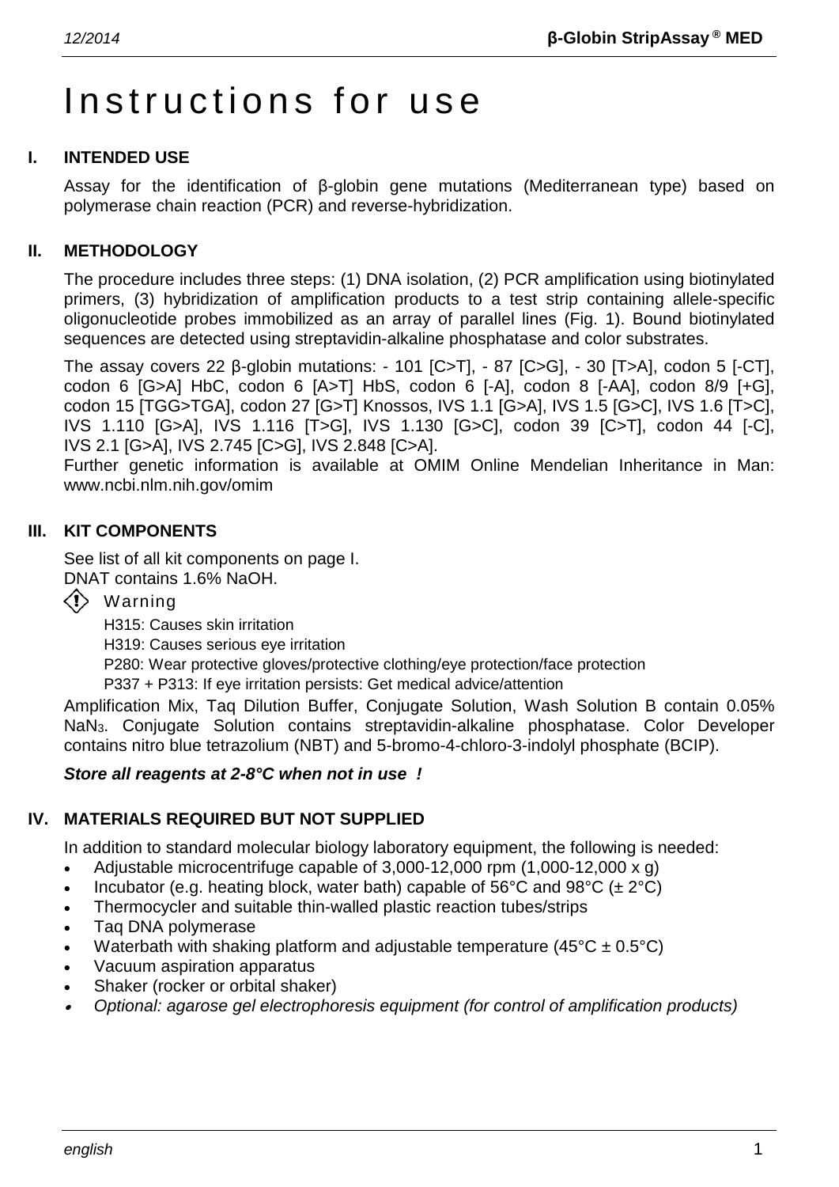# Instructions for use

## I. INTENDED USE

Assay for the identification of β-globin gene mutations (Mediterranean type) based on polymerase chain reaction (PCR) and reverse-hybridization.

## II. METHODOLOGY

The procedure includes three steps: (1) DNA isolation, (2) PCR amplification using biotinylated primers, (3) hybridization of amplification products to a test strip containing allele-specific oligonucleotide probes immobilized as an array of parallel lines (Fig. 1). Bound biotinylated sequences are detected using streptavidin-alkaline phosphatase and color substrates.

The assay covers 22 β-globin mutations: - 101 [C>T], - 87 [C>G], - 30 [T>A], codon 5 [-CT], codon 6 [G>A] HbC, codon 6 [A>T] HbS, codon 6 [-A], codon 8 [-AA], codon 8/9 [+G], codon 15 [TGG>TGA], codon 27 [G>T] Knossos, IVS 1.1 [G>A], IVS 1.5 [G>C], IVS 1.6 [T>C], IVS 1.110 [G>A], IVS 1.116 [T>G], IVS 1.130 [G>C], codon 39 [C>T], codon 44 [-C], IVS 2.1 [G>A], IVS 2.745 [C>G], IVS 2.848 [C>A].

Further genetic information is available at OMIM Online Mendelian Inheritance in Man: www.ncbi.nlm.nih.gov/omim

## III. KIT COMPONENTS

See list of all kit components on page I.
DNAT contains 1.6% NaOH.

Warning

H315: Causes skin irritation
H319: Causes serious eye irritation
P280: Wear protective gloves/protective clothing/eye protection/face protection
P337 + P313: If eye irritation persists: Get medical advice/attention

Amplification Mix, Taq Dilution Buffer, Conjugate Solution, Wash Solution B contain 0.05% $NaN_3$. Conjugate Solution contains streptavidin-alkaline phosphatase. Color Developer contains nitro blue tetrazolium (NBT) and 5-bromo-4-chloro-3-indolyl phosphate (BCIP).

***Store all reagents at 2-8°C when not in use !***

## IV. MATERIALS REQUIRED BUT NOT SUPPLIED

In addition to standard molecular biology laboratory equipment, the following is needed:

- Adjustable microcentrifuge capable of 3,000-12,000 rpm (1,000-12,000 x g)
- Incubator (e.g. heating block, water bath) capable of 56°C and 98°C (± 2°C)
- Thermocycler and suitable thin-walled plastic reaction tubes/strips
- Taq DNA polymerase
- Waterbath with shaking platform and adjustable temperature (45°C ± 0.5°C)
- Vacuum aspiration apparatus
- Shaker (rocker or orbital shaker)
- *Optional: agarose gel electrophoresis equipment (for control of amplification products)*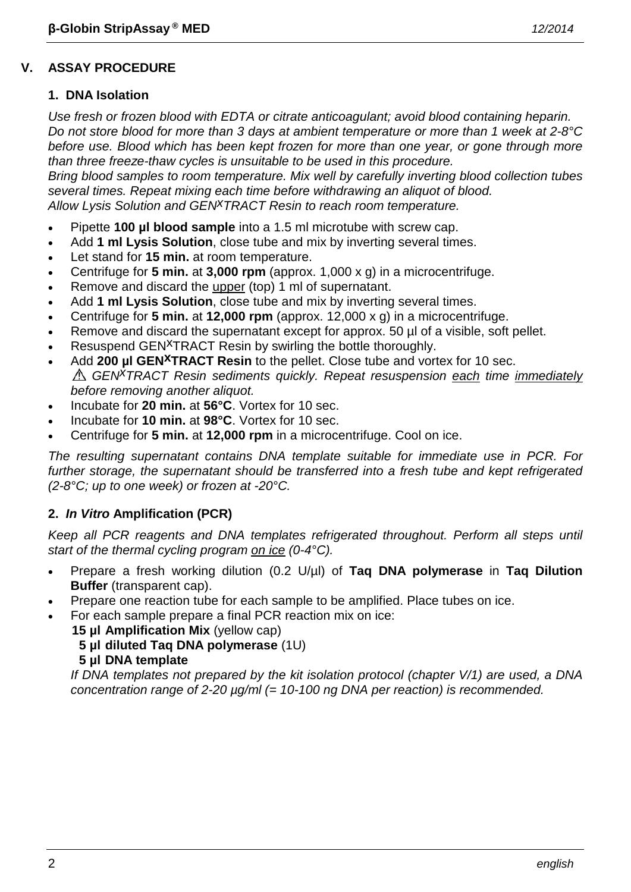## V. ASSAY PROCEDURE

### 1. DNA Isolation

*Use fresh or frozen blood with EDTA or citrate anticoagulant; avoid blood containing heparin. Do not store blood for more than 3 days at ambient temperature or more than 1 week at 2-8°C before use. Blood which has been kept frozen for more than one year, or gone through more than three freeze-thaw cycles is unsuitable to be used in this procedure.*
*Bring blood samples to room temperature. Mix well by carefully inverting blood collection tubes several times. Repeat mixing each time before withdrawing an aliquot of blood.*
*Allow Lysis Solution and GEN$^{X}$TRACT Resin to reach room temperature.*

- Pipette **100 µl blood sample** into a 1.5 ml microtube with screw cap.
- Add **1 ml Lysis Solution**, close tube and mix by inverting several times.
- Let stand for **15 min.** at room temperature.
- Centrifuge for **5 min.** at **3,000 rpm** (approx. 1,000 x g) in a microcentrifuge.
- Remove and discard the <u>upper</u> (top) 1 ml of supernatant.
- Add **1 ml Lysis Solution**, close tube and mix by inverting several times.
- Centrifuge for **5 min.** at **12,000 rpm** (approx. 12,000 x g) in a microcentrifuge.
- Remove and discard the supernatant except for approx. 50 µl of a visible, soft pellet.
- Resuspend GEN$^{X}$TRACT Resin by swirling the bottle thoroughly.
- Add **200 µl GEN$^{X}$TRACT Resin** to the pellet. Close tube and vortex for 10 sec.
  ⚠ *GEN$^{X}$TRACT Resin sediments quickly. Repeat resuspension <u>each</u> time <u>immediately</u> before removing another aliquot.*
- Incubate for **20 min.** at **56°C**. Vortex for 10 sec.
- Incubate for **10 min.** at **98°C**. Vortex for 10 sec.
- Centrifuge for **5 min.** at **12,000 rpm** in a microcentrifuge. Cool on ice.

*The resulting supernatant contains DNA template suitable for immediate use in PCR. For further storage, the supernatant should be transferred into a fresh tube and kept refrigerated (2-8°C; up to one week) or frozen at -20°C.*

### 2. *In Vitro* Amplification (PCR)

*Keep all PCR reagents and DNA templates refrigerated throughout. Perform all steps until start of the thermal cycling program <u>on ice</u> (0-4°C).*

- Prepare a fresh working dilution (0.2 U/µl) of **Taq DNA polymerase** in **Taq Dilution Buffer** (transparent cap).
- Prepare one reaction tube for each sample to be amplified. Place tubes on ice.
- For each sample prepare a final PCR reaction mix on ice:
  **15 µl Amplification Mix** (yellow cap)
  **5 µl diluted Taq DNA polymerase** (1U)
  **5 µl DNA template**

  *If DNA templates not prepared by the kit isolation protocol (chapter V/1) are used, a DNA concentration range of 2-20 µg/ml (= 10-100 ng DNA per reaction) is recommended.*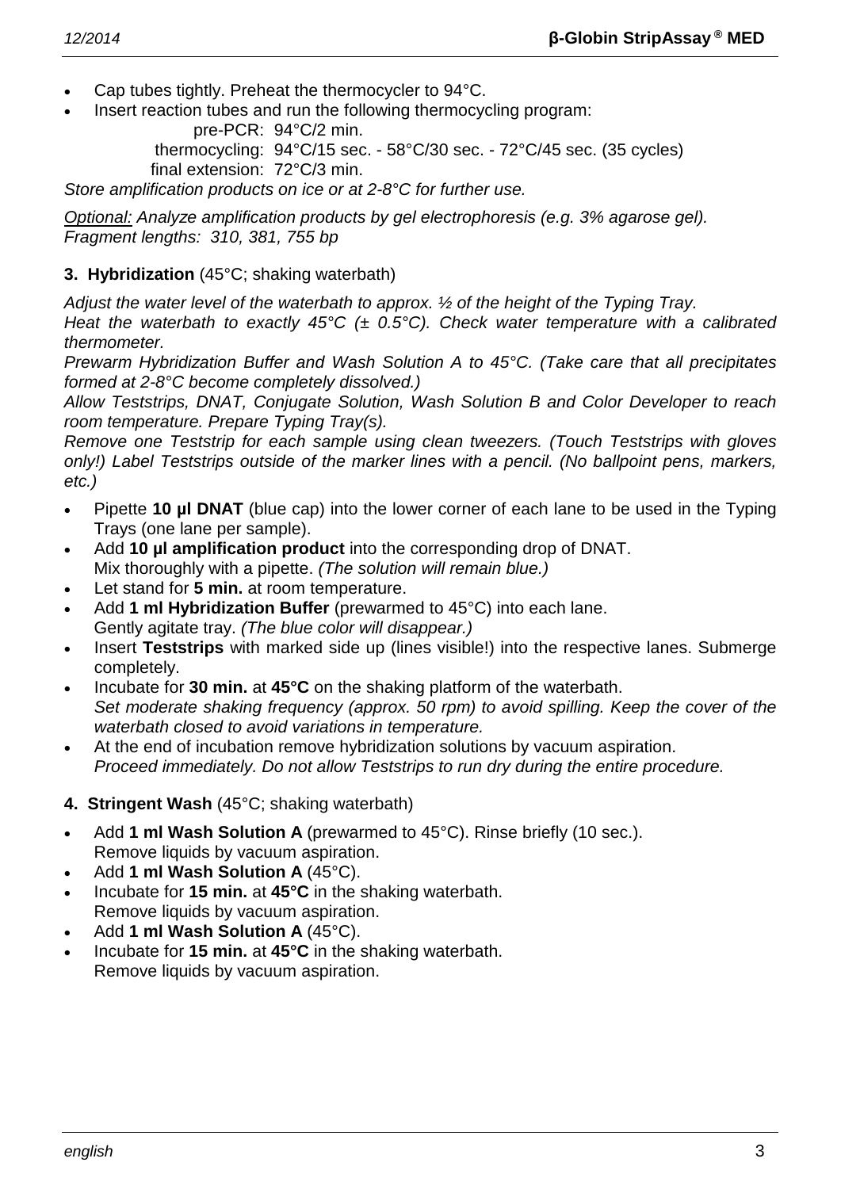- Cap tubes tightly. Preheat the thermocycler to 94°C.
- Insert reaction tubes and run the following thermocycling program:

  pre-PCR: 94°C/2 min.
  thermocycling: 94°C/15 sec. - 58°C/30 sec. - 72°C/45 sec. (35 cycles)
  final extension: 72°C/3 min.

*Store amplification products on ice or at 2-8°C for further use.*

*Optional: Analyze amplification products by gel electrophoresis (e.g. 3% agarose gel). Fragment lengths: 310, 381, 755 bp*

**3. Hybridization** (45°C; shaking waterbath)

*Adjust the water level of the waterbath to approx. ½ of the height of the Typing Tray.*
*Heat the waterbath to exactly 45°C (± 0.5°C). Check water temperature with a calibrated thermometer.*
*Prewarm Hybridization Buffer and Wash Solution A to 45°C. (Take care that all precipitates formed at 2-8°C become completely dissolved.)*
*Allow Teststrips, DNAT, Conjugate Solution, Wash Solution B and Color Developer to reach room temperature. Prepare Typing Tray(s).*
*Remove one Teststrip for each sample using clean tweezers. (Touch Teststrips with gloves only!) Label Teststrips outside of the marker lines with a pencil. (No ballpoint pens, markers, etc.)*

- Pipette **10 µl DNAT** (blue cap) into the lower corner of each lane to be used in the Typing Trays (one lane per sample).
- Add **10 µl amplification product** into the corresponding drop of DNAT.
  Mix thoroughly with a pipette. *(The solution will remain blue.)*
- Let stand for **5 min.** at room temperature.
- Add **1 ml Hybridization Buffer** (prewarmed to 45°C) into each lane.
  Gently agitate tray. *(The blue color will disappear.)*
- Insert **Teststrips** with marked side up (lines visible!) into the respective lanes. Submerge completely.
- Incubate for **30 min.** at **45°C** on the shaking platform of the waterbath.
  *Set moderate shaking frequency (approx. 50 rpm) to avoid spilling. Keep the cover of the waterbath closed to avoid variations in temperature.*
- At the end of incubation remove hybridization solutions by vacuum aspiration.
  *Proceed immediately. Do not allow Teststrips to run dry during the entire procedure.*

**4. Stringent Wash** (45°C; shaking waterbath)

- Add **1 ml Wash Solution A** (prewarmed to 45°C). Rinse briefly (10 sec.).
  Remove liquids by vacuum aspiration.
- Add **1 ml Wash Solution A** (45°C).
- Incubate for **15 min.** at **45°C** in the shaking waterbath.
  Remove liquids by vacuum aspiration.
- Add **1 ml Wash Solution A** (45°C).
- Incubate for **15 min.** at **45°C** in the shaking waterbath.
  Remove liquids by vacuum aspiration.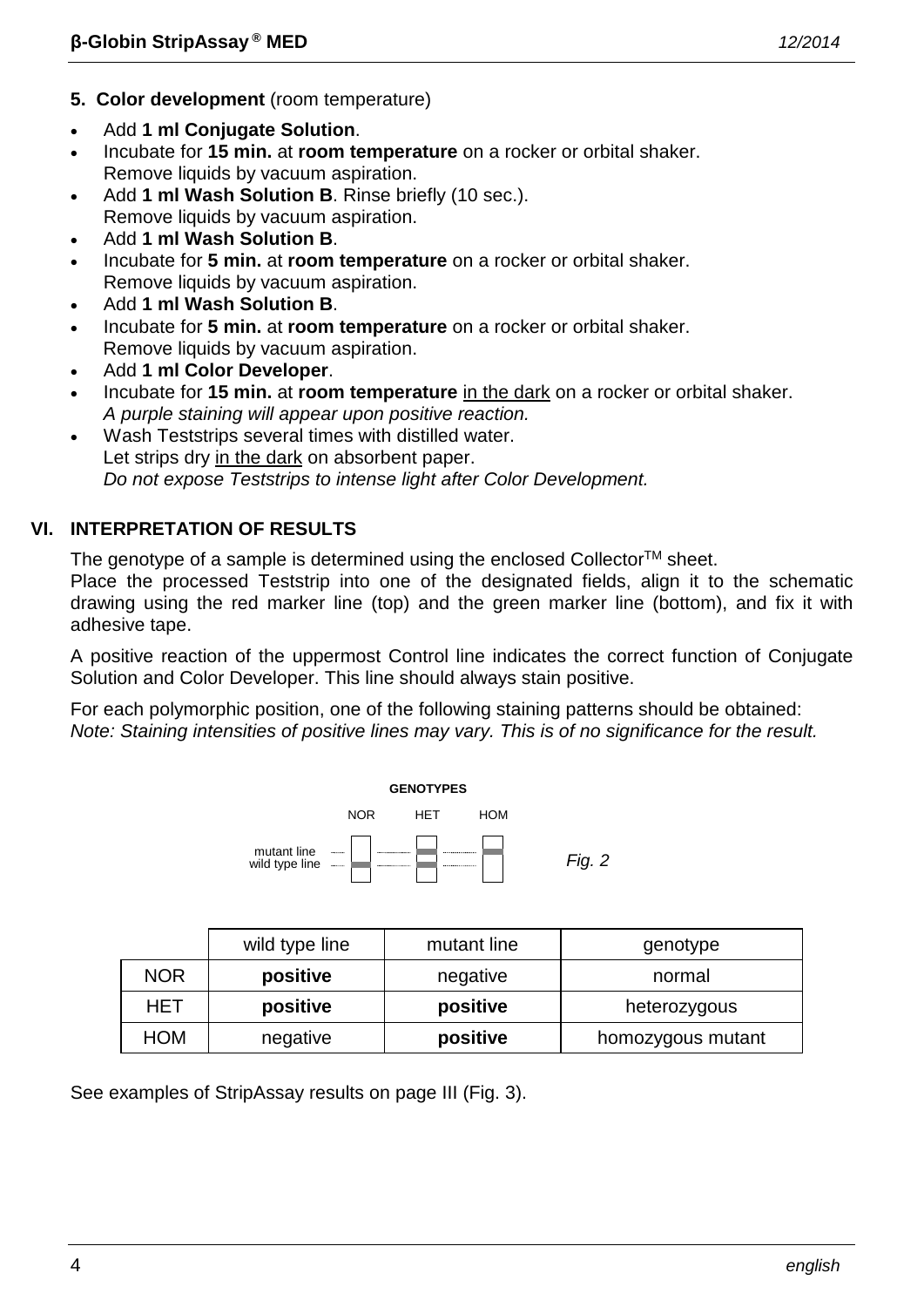**5. Color development** (room temperature)

- Add **1 ml Conjugate Solution**.
- Incubate for **15 min.** at **room temperature** on a rocker or orbital shaker.
  Remove liquids by vacuum aspiration.
- Add **1 ml Wash Solution B**. Rinse briefly (10 sec.).
  Remove liquids by vacuum aspiration.
- Add **1 ml Wash Solution B**.
- Incubate for **5 min.** at **room temperature** on a rocker or orbital shaker.
  Remove liquids by vacuum aspiration.
- Add **1 ml Wash Solution B**.
- Incubate for **5 min.** at **room temperature** on a rocker or orbital shaker.
  Remove liquids by vacuum aspiration.
- Add **1 ml Color Developer**.
- Incubate for **15 min.** at **room temperature** in the dark on a rocker or orbital shaker.
  *A purple staining will appear upon positive reaction.*
- Wash Teststrips several times with distilled water.
  Let strips dry in the dark on absorbent paper.
  *Do not expose Teststrips to intense light after Color Development.*

## VI. INTERPRETATION OF RESULTS

The genotype of a sample is determined using the enclosed Collector™ sheet.
Place the processed Teststrip into one of the designated fields, align it to the schematic drawing using the red marker line (top) and the green marker line (bottom), and fix it with adhesive tape.

A positive reaction of the uppermost Control line indicates the correct function of Conjugate Solution and Color Developer. This line should always stain positive.

For each polymorphic position, one of the following staining patterns should be obtained:
*Note: Staining intensities of positive lines may vary. This is of no significance for the result.*

**GENOTYPES**

NOR HET HOM

mutant line
wild type line

*Fig. 2*

| | wild type line | mutant line | genotype |
|---|---|---|---|
| NOR | **positive** | negative | normal |
| HET | **positive** | **positive** | heterozygous |
| HOM | negative | **positive** | homozygous mutant |

See examples of StripAssay results on page III (Fig. 3).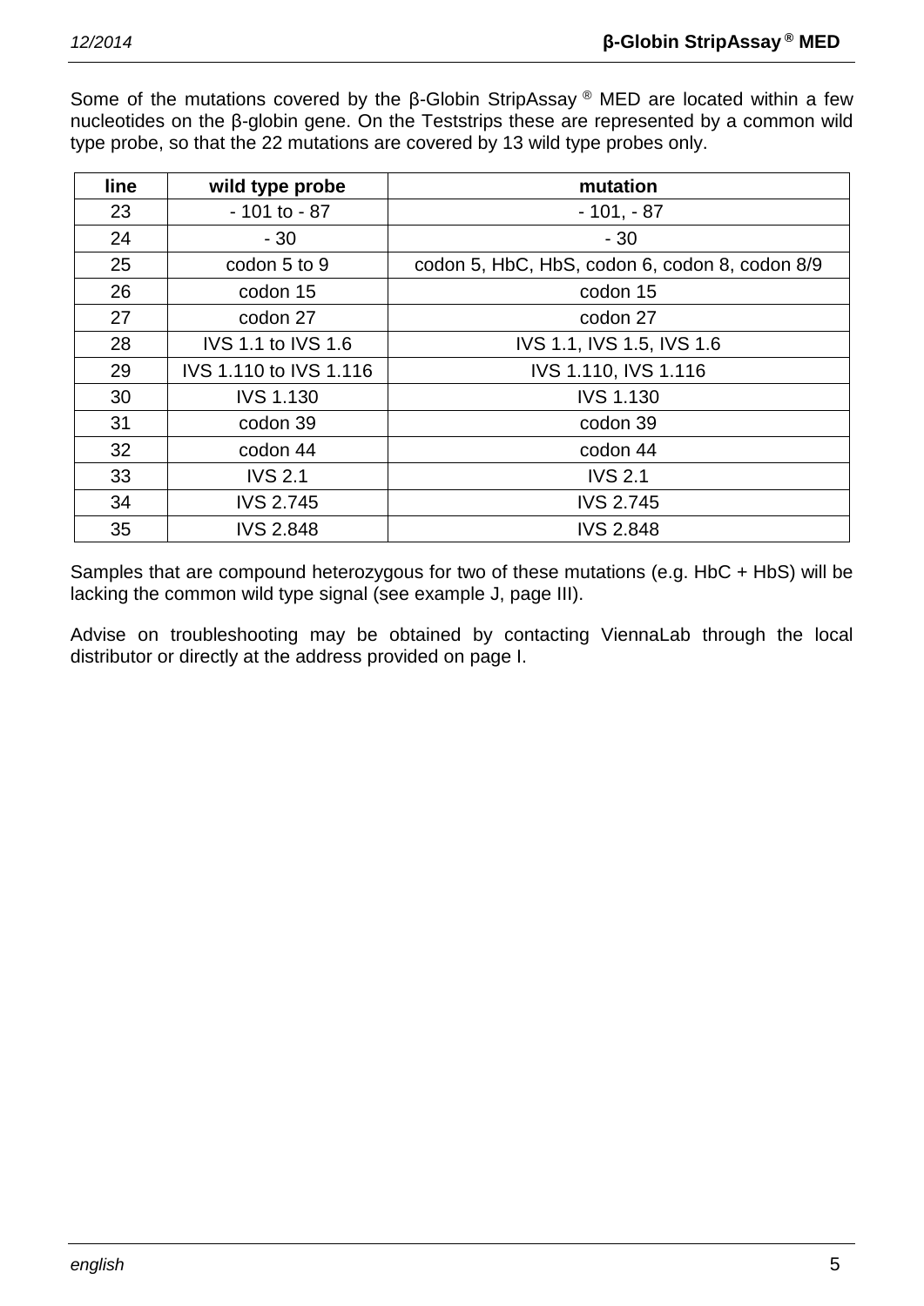Some of the mutations covered by the β-Globin StripAssay ® MED are located within a few nucleotides on the β-globin gene. On the Teststrips these are represented by a common wild type probe, so that the 22 mutations are covered by 13 wild type probes only.

| line | wild type probe | mutation |
|---|---|---|
| 23 | - 101 to - 87 | - 101, - 87 |
| 24 | - 30 | - 30 |
| 25 | codon 5 to 9 | codon 5, HbC, HbS, codon 6, codon 8, codon 8/9 |
| 26 | codon 15 | codon 15 |
| 27 | codon 27 | codon 27 |
| 28 | IVS 1.1 to IVS 1.6 | IVS 1.1, IVS 1.5, IVS 1.6 |
| 29 | IVS 1.110 to IVS 1.116 | IVS 1.110, IVS 1.116 |
| 30 | IVS 1.130 | IVS 1.130 |
| 31 | codon 39 | codon 39 |
| 32 | codon 44 | codon 44 |
| 33 | IVS 2.1 | IVS 2.1 |
| 34 | IVS 2.745 | IVS 2.745 |
| 35 | IVS 2.848 | IVS 2.848 |

Samples that are compound heterozygous for two of these mutations (e.g. HbC + HbS) will be lacking the common wild type signal (see example J, page III).

Advise on troubleshooting may be obtained by contacting ViennaLab through the local distributor or directly at the address provided on page I.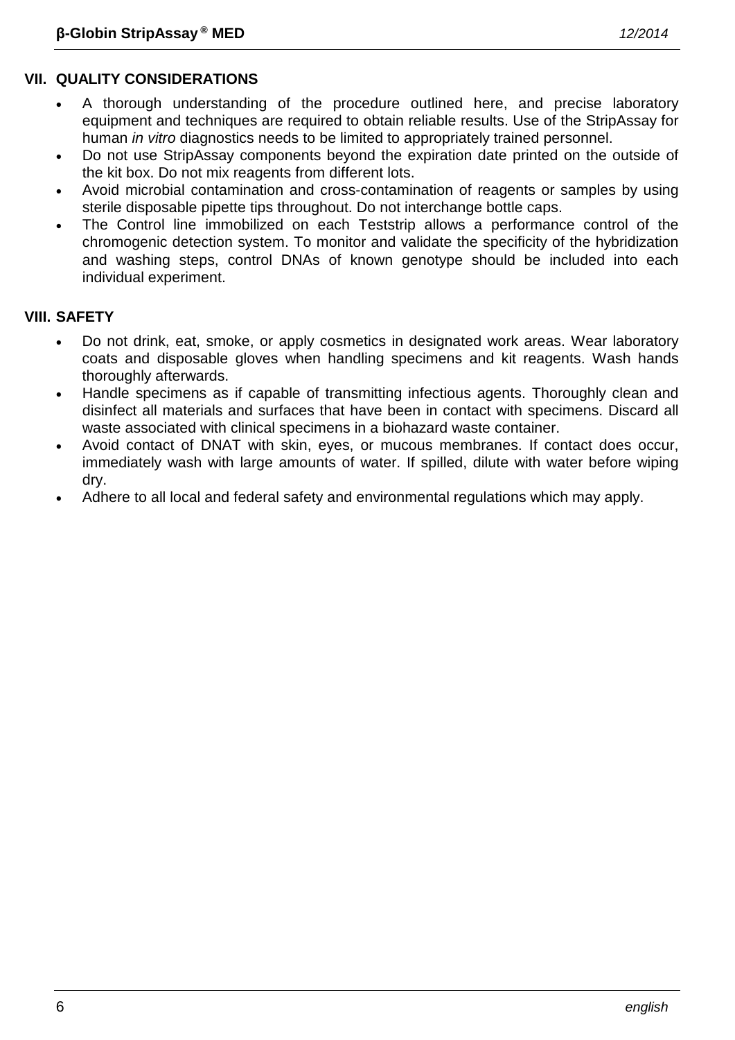## VII. QUALITY CONSIDERATIONS

- A thorough understanding of the procedure outlined here, and precise laboratory equipment and techniques are required to obtain reliable results. Use of the StripAssay for human *in vitro* diagnostics needs to be limited to appropriately trained personnel.
- Do not use StripAssay components beyond the expiration date printed on the outside of the kit box. Do not mix reagents from different lots.
- Avoid microbial contamination and cross-contamination of reagents or samples by using sterile disposable pipette tips throughout. Do not interchange bottle caps.
- The Control line immobilized on each Teststrip allows a performance control of the chromogenic detection system. To monitor and validate the specificity of the hybridization and washing steps, control DNAs of known genotype should be included into each individual experiment.

## VIII. SAFETY

- Do not drink, eat, smoke, or apply cosmetics in designated work areas. Wear laboratory coats and disposable gloves when handling specimens and kit reagents. Wash hands thoroughly afterwards.
- Handle specimens as if capable of transmitting infectious agents. Thoroughly clean and disinfect all materials and surfaces that have been in contact with specimens. Discard all waste associated with clinical specimens in a biohazard waste container.
- Avoid contact of DNAT with skin, eyes, or mucous membranes. If contact does occur, immediately wash with large amounts of water. If spilled, dilute with water before wiping dry.
- Adhere to all local and federal safety and environmental regulations which may apply.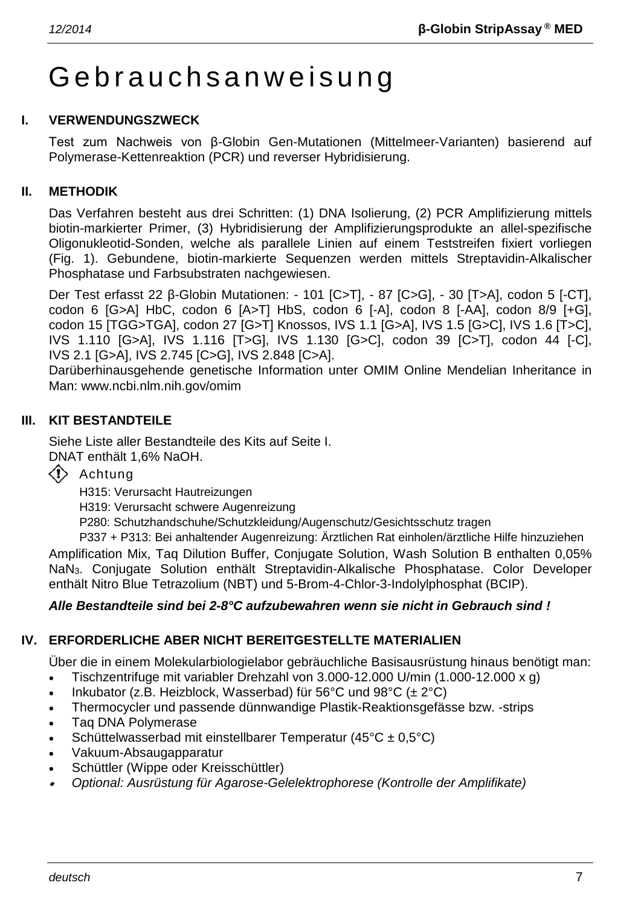# Gebrauchsanweisung

## I. VERWENDUNGSZWECK

Test zum Nachweis von β-Globin Gen-Mutationen (Mittelmeer-Varianten) basierend auf Polymerase-Kettenreaktion (PCR) und reverser Hybridisierung.

## II. METHODIK

Das Verfahren besteht aus drei Schritten: (1) DNA Isolierung, (2) PCR Amplifizierung mittels biotin-markierter Primer, (3) Hybridisierung der Amplifizierungsprodukte an allel-spezifische Oligonukleotid-Sonden, welche als parallele Linien auf einem Teststreifen fixiert vorliegen (Fig. 1). Gebundene, biotin-markierte Sequenzen werden mittels Streptavidin-Alkalischer Phosphatase und Farbsubstraten nachgewiesen.

Der Test erfasst 22 β-Globin Mutationen: - 101 [C>T], - 87 [C>G], - 30 [T>A], codon 5 [-CT], codon 6 [G>A] HbC, codon 6 [A>T] HbS, codon 6 [-A], codon 8 [-AA], codon 8/9 [+G], codon 15 [TGG>TGA], codon 27 [G>T] Knossos, IVS 1.1 [G>A], IVS 1.5 [G>C], IVS 1.6 [T>C], IVS 1.110 [G>A], IVS 1.116 [T>G], IVS 1.130 [G>C], codon 39 [C>T], codon 44 [-C], IVS 2.1 [G>A], IVS 2.745 [C>G], IVS 2.848 [C>A].

Darüberhinausgehende genetische Information unter OMIM Online Mendelian Inheritance in Man: www.ncbi.nlm.nih.gov/omim

## III. KIT BESTANDTEILE

Siehe Liste aller Bestandteile des Kits auf Seite I.
DNAT enthält 1,6% NaOH.

Achtung

H315: Verursacht Hautreizungen
H319: Verursacht schwere Augenreizung
P280: Schutzhandschuhe/Schutzkleidung/Augenschutz/Gesichtsschutz tragen
P337 + P313: Bei anhaltender Augenreizung: Ärztlichen Rat einholen/ärztliche Hilfe hinzuziehen

Amplification Mix, Taq Dilution Buffer, Conjugate Solution, Wash Solution B enthalten 0,05% $NaN_3$. Conjugate Solution enthält Streptavidin-Alkalische Phosphatase. Color Developer enthält Nitro Blue Tetrazolium (NBT) und 5-Brom-4-Chlor-3-Indolylphosphat (BCIP).

***Alle Bestandteile sind bei 2-8°C aufzubewahren wenn sie nicht in Gebrauch sind !***

## IV. ERFORDERLICHE ABER NICHT BEREITGESTELLTE MATERIALIEN

Über die in einem Molekularbiologielabor gebräuchliche Basisausrüstung hinaus benötigt man:

- Tischzentrifuge mit variabler Drehzahl von 3.000-12.000 U/min (1.000-12.000 x g)
- Inkubator (z.B. Heizblock, Wasserbad) für 56°C und 98°C (± 2°C)
- Thermocycler und passende dünnwandige Plastik-Reaktionsgefässe bzw. -strips
- Taq DNA Polymerase
- Schüttelwasserbad mit einstellbarer Temperatur (45°C ± 0,5°C)
- Vakuum-Absaugapparatur
- Schüttler (Wippe oder Kreisschüttler)
- *Optional: Ausrüstung für Agarose-Gelelektrophorese (Kontrolle der Amplifikate)*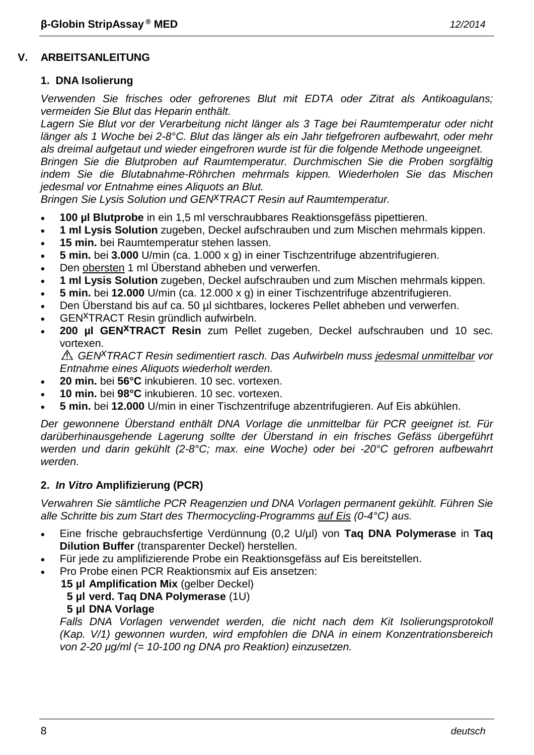## V. ARBEITSANLEITUNG

### 1. DNA Isolierung

*Verwenden Sie frisches oder gefrorenes Blut mit EDTA oder Zitrat als Antikoagulans; vermeiden Sie Blut das Heparin enthält.*
*Lagern Sie Blut vor der Verarbeitung nicht länger als 3 Tage bei Raumtemperatur oder nicht länger als 1 Woche bei 2-8°C. Blut das länger als ein Jahr tiefgefroren aufbewahrt, oder mehr als dreimal aufgetaut und wieder eingefroren wurde ist für die folgende Methode ungeeignet.*
*Bringen Sie die Blutproben auf Raumtemperatur. Durchmischen Sie die Proben sorgfältig indem Sie die Blutabnahme-Röhrchen mehrmals kippen. Wiederholen Sie das Mischen jedesmal vor Entnahme eines Aliquots an Blut.*
*Bringen Sie Lysis Solution und GEN$^{X}$TRACT Resin auf Raumtemperatur.*

- **100 µl Blutprobe** in ein 1,5 ml verschraubbares Reaktionsgefäss pipettieren.
- **1 ml Lysis Solution** zugeben, Deckel aufschrauben und zum Mischen mehrmals kippen.
- **15 min.** bei Raumtemperatur stehen lassen.
- **5 min.** bei **3.000** U/min (ca. 1.000 x g) in einer Tischzentrifuge abzentrifugieren.
- Den obersten 1 ml Überstand abheben und verwerfen.
- **1 ml Lysis Solution** zugeben, Deckel aufschrauben und zum Mischen mehrmals kippen.
- **5 min.** bei **12.000** U/min (ca. 12.000 x g) in einer Tischzentrifuge abzentrifugieren.
- Den Überstand bis auf ca. 50 µl sichtbares, lockeres Pellet abheben und verwerfen.
- GEN$^{X}$TRACT Resin gründlich aufwirbeln.
- **200 µl GEN$^{X}$TRACT Resin** zum Pellet zugeben, Deckel aufschrauben und 10 sec. vortexen.
  ⚠ *GEN$^{X}$TRACT Resin sedimentiert rasch. Das Aufwirbeln muss jedesmal unmittelbar vor Entnahme eines Aliquots wiederholt werden.*
- **20 min.** bei **56°C** inkubieren. 10 sec. vortexen.
- **10 min.** bei **98°C** inkubieren. 10 sec. vortexen.
- **5 min.** bei **12.000** U/min in einer Tischzentrifuge abzentrifugieren. Auf Eis abkühlen.

*Der gewonnene Überstand enthält DNA Vorlage die unmittelbar für PCR geeignet ist. Für darüberhinausgehende Lagerung sollte der Überstand in ein frisches Gefäss übergeführt werden und darin gekühlt (2-8°C; max. eine Woche) oder bei -20°C gefroren aufbewahrt werden.*

### 2. *In Vitro* Amplifizierung (PCR)

*Verwahren Sie sämtliche PCR Reagenzien und DNA Vorlagen permanent gekühlt. Führen Sie alle Schritte bis zum Start des Thermocycling-Programms auf Eis (0-4°C) aus.*

- Eine frische gebrauchsfertige Verdünnung (0,2 U/µl) von **Taq DNA Polymerase** in **Taq Dilution Buffer** (transparenter Deckel) herstellen.
- Für jede zu amplifizierende Probe ein Reaktionsgefäss auf Eis bereitstellen.
- Pro Probe einen PCR Reaktionsmix auf Eis ansetzen:
  **15 µl Amplification Mix** (gelber Deckel)
  **5 µl verd. Taq DNA Polymerase** (1U)
  **5 µl DNA Vorlage**
  *Falls DNA Vorlagen verwendet werden, die nicht nach dem Kit Isolierungsprotokoll (Kap. V/1) gewonnen wurden, wird empfohlen die DNA in einem Konzentrationsbereich von 2-20 µg/ml (= 10-100 ng DNA pro Reaktion) einzusetzen.*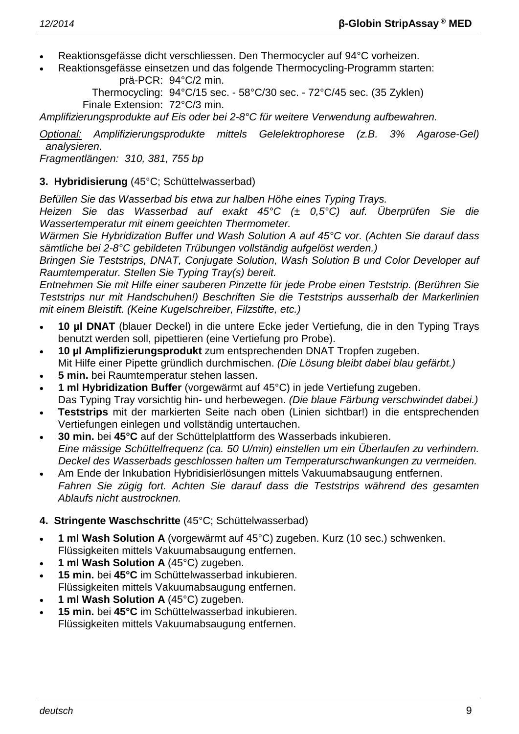- Reaktionsgefässe dicht verschliessen. Den Thermocycler auf 94°C vorheizen.
- Reaktionsgefässe einsetzen und das folgende Thermocycling-Programm starten:

  prä-PCR: 94°C/2 min.
  Thermocycling: 94°C/15 sec. - 58°C/30 sec. - 72°C/45 sec. (35 Zyklen)
  Finale Extension: 72°C/3 min.

*Amplifizierungsprodukte auf Eis oder bei 2-8°C für weitere Verwendung aufbewahren.*

*<u>Optional:</u> Amplifizierungsprodukte mittels Gelelektrophorese (z.B. 3% Agarose-Gel) analysieren.*
*Fragmentlängen: 310, 381, 755 bp*

**3. Hybridisierung** (45°C; Schüttelwasserbad)

*Befüllen Sie das Wasserbad bis etwa zur halben Höhe eines Typing Trays.*
*Heizen Sie das Wasserbad auf exakt 45°C (± 0,5°C) auf. Überprüfen Sie die Wassertemperatur mit einem geeichten Thermometer.*
*Wärmen Sie Hybridization Buffer und Wash Solution A auf 45°C vor. (Achten Sie darauf dass sämtliche bei 2-8°C gebildeten Trübungen vollständig aufgelöst werden.)*
*Bringen Sie Teststrips, DNAT, Conjugate Solution, Wash Solution B und Color Developer auf Raumtemperatur. Stellen Sie Typing Tray(s) bereit.*
*Entnehmen Sie mit Hilfe einer sauberen Pinzette für jede Probe einen Teststrip. (Berühren Sie Teststrips nur mit Handschuhen!) Beschriften Sie die Teststrips ausserhalb der Markerlinien mit einem Bleistift. (Keine Kugelschreiber, Filzstifte, etc.)*

- **10 µl DNAT** (blauer Deckel) in die untere Ecke jeder Vertiefung, die in den Typing Trays benutzt werden soll, pipettieren (eine Vertiefung pro Probe).
- **10 µl Amplifizierungsprodukt** zum entsprechenden DNAT Tropfen zugeben.
  Mit Hilfe einer Pipette gründlich durchmischen. *(Die Lösung bleibt dabei blau gefärbt.)*
- **5 min.** bei Raumtemperatur stehen lassen.
- **1 ml Hybridization Buffer** (vorgewärmt auf 45°C) in jede Vertiefung zugeben.
  Das Typing Tray vorsichtig hin- und herbewegen. *(Die blaue Färbung verschwindet dabei.)*
- **Teststrips** mit der markierten Seite nach oben (Linien sichtbar!) in die entsprechenden Vertiefungen einlegen und vollständig untertauchen.
- **30 min.** bei **45°C** auf der Schüttelplattform des Wasserbads inkubieren.
  *Eine mässige Schüttelfrequenz (ca. 50 U/min) einstellen um ein Überlaufen zu verhindern. Deckel des Wasserbads geschlossen halten um Temperaturschwankungen zu vermeiden.*
- Am Ende der Inkubation Hybridisierlösungen mittels Vakuumabsaugung entfernen.
  *Fahren Sie zügig fort. Achten Sie darauf dass die Teststrips während des gesamten Ablaufs nicht austrocknen.*

**4. Stringente Waschschritte** (45°C; Schüttelwasserbad)

- **1 ml Wash Solution A** (vorgewärmt auf 45°C) zugeben. Kurz (10 sec.) schwenken.
  Flüssigkeiten mittels Vakuumabsaugung entfernen.
- **1 ml Wash Solution A** (45°C) zugeben.
- **15 min.** bei **45°C** im Schüttelwasserbad inkubieren.
  Flüssigkeiten mittels Vakuumabsaugung entfernen.
- **1 ml Wash Solution A** (45°C) zugeben.
- **15 min.** bei **45°C** im Schüttelwasserbad inkubieren.
  Flüssigkeiten mittels Vakuumabsaugung entfernen.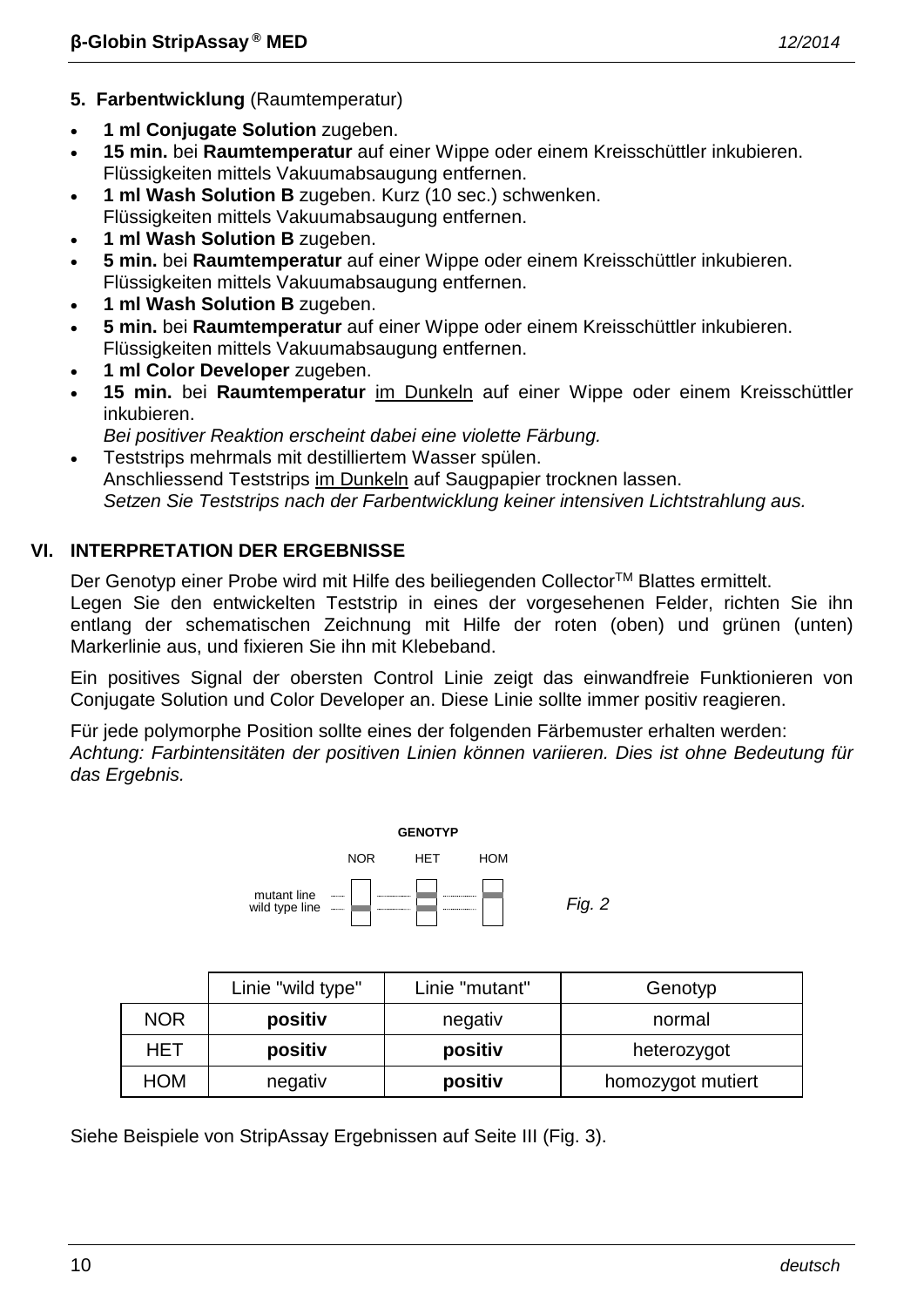**5. Farbentwicklung** (Raumtemperatur)

- **1 ml Conjugate Solution** zugeben.
- **15 min.** bei **Raumtemperatur** auf einer Wippe oder einem Kreisschüttler inkubieren. Flüssigkeiten mittels Vakuumabsaugung entfernen.
- **1 ml Wash Solution B** zugeben. Kurz (10 sec.) schwenken. Flüssigkeiten mittels Vakuumabsaugung entfernen.
- **1 ml Wash Solution B** zugeben.
- **5 min.** bei **Raumtemperatur** auf einer Wippe oder einem Kreisschüttler inkubieren. Flüssigkeiten mittels Vakuumabsaugung entfernen.
- **1 ml Wash Solution B** zugeben.
- **5 min.** bei **Raumtemperatur** auf einer Wippe oder einem Kreisschüttler inkubieren. Flüssigkeiten mittels Vakuumabsaugung entfernen.
- **1 ml Color Developer** zugeben.
- **15 min.** bei **Raumtemperatur** im Dunkeln auf einer Wippe oder einem Kreisschüttler inkubieren.
  *Bei positiver Reaktion erscheint dabei eine violette Färbung.*
- Teststrips mehrmals mit destilliertem Wasser spülen.
  Anschliessend Teststrips im Dunkeln auf Saugpapier trocknen lassen.
  *Setzen Sie Teststrips nach der Farbentwicklung keiner intensiven Lichtstrahlung aus.*

## VI. INTERPRETATION DER ERGEBNISSE

Der Genotyp einer Probe wird mit Hilfe des beiliegenden Collector™ Blattes ermittelt.
Legen Sie den entwickelten Teststrip in eines der vorgesehenen Felder, richten Sie ihn entlang der schematischen Zeichnung mit Hilfe der roten (oben) und grünen (unten) Markerlinie aus, und fixieren Sie ihn mit Klebeband.

Ein positives Signal der obersten Control Linie zeigt das einwandfreie Funktionieren von Conjugate Solution und Color Developer an. Diese Linie sollte immer positiv reagieren.

Für jede polymorphe Position sollte eines der folgenden Färbemuster erhalten werden:
*Achtung: Farbintensitäten der positiven Linien können variieren. Dies ist ohne Bedeutung für das Ergebnis.*

**GENOTYP**

| | NOR | HET | HOM |
|---|---|---|---|
| mutant line | | ■ | ■ |
| wild type line | ■ | ■ | |

*Fig. 2*

| | Linie "wild type" | Linie "mutant" | Genotyp |
|---|---|---|---|
| NOR | **positiv** | negativ | normal |
| HET | **positiv** | **positiv** | heterozygot |
| HOM | negativ | **positiv** | homozygot mutiert |

Siehe Beispiele von StripAssay Ergebnissen auf Seite III (Fig. 3).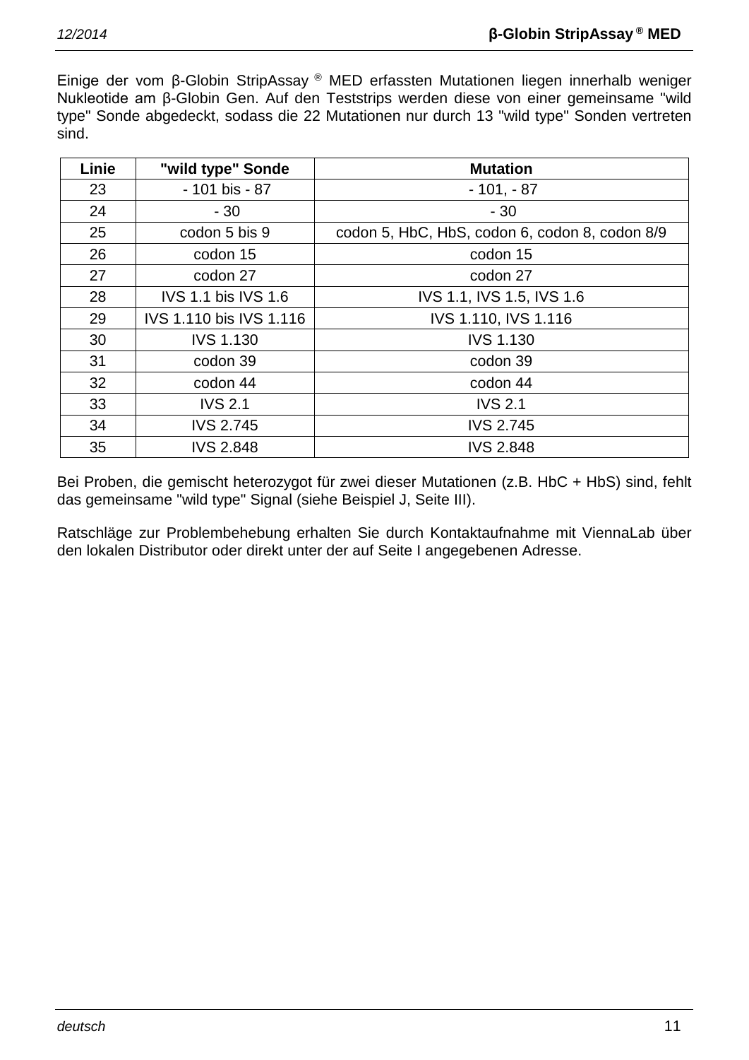Einige der vom β-Globin StripAssay ® MED erfassten Mutationen liegen innerhalb weniger Nukleotide am β-Globin Gen. Auf den Teststrips werden diese von einer gemeinsame "wild type" Sonde abgedeckt, sodass die 22 Mutationen nur durch 13 "wild type" Sonden vertreten sind.

| Linie | "wild type" Sonde | Mutation |
|---|---|---|
| 23 | - 101 bis - 87 | - 101, - 87 |
| 24 | - 30 | - 30 |
| 25 | codon 5 bis 9 | codon 5, HbC, HbS, codon 6, codon 8, codon 8/9 |
| 26 | codon 15 | codon 15 |
| 27 | codon 27 | codon 27 |
| 28 | IVS 1.1 bis IVS 1.6 | IVS 1.1, IVS 1.5, IVS 1.6 |
| 29 | IVS 1.110 bis IVS 1.116 | IVS 1.110, IVS 1.116 |
| 30 | IVS 1.130 | IVS 1.130 |
| 31 | codon 39 | codon 39 |
| 32 | codon 44 | codon 44 |
| 33 | IVS 2.1 | IVS 2.1 |
| 34 | IVS 2.745 | IVS 2.745 |
| 35 | IVS 2.848 | IVS 2.848 |

Bei Proben, die gemischt heterozygot für zwei dieser Mutationen (z.B. HbC + HbS) sind, fehlt das gemeinsame "wild type" Signal (siehe Beispiel J, Seite III).

Ratschläge zur Problembehebung erhalten Sie durch Kontaktaufnahme mit ViennaLab über den lokalen Distributor oder direkt unter der auf Seite I angegebenen Adresse.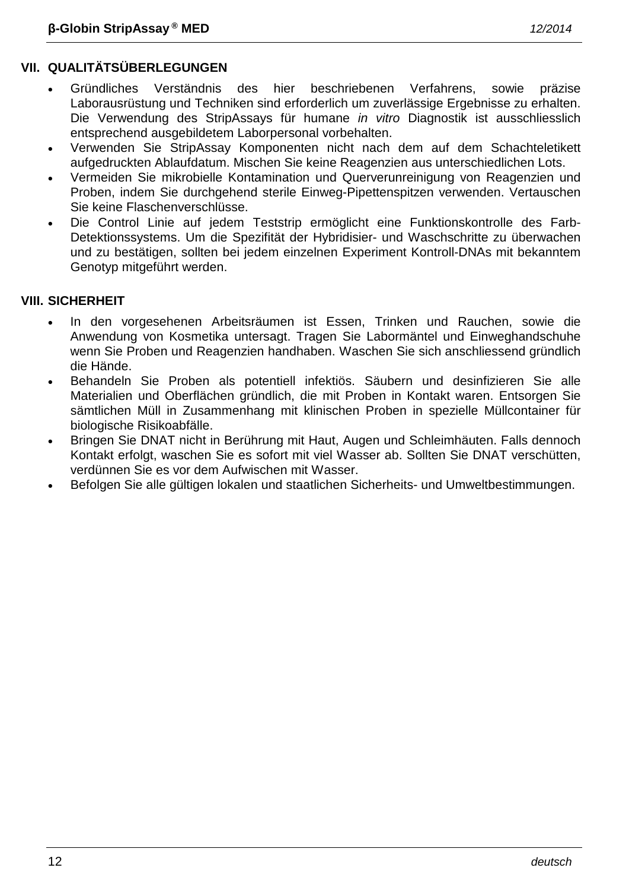## VII. QUALITÄTSÜBERLEGUNGEN

- Gründliches Verständnis des hier beschriebenen Verfahrens, sowie präzise Laborausrüstung und Techniken sind erforderlich um zuverlässige Ergebnisse zu erhalten. Die Verwendung des StripAssays für humane *in vitro* Diagnostik ist ausschliesslich entsprechend ausgebildetem Laborpersonal vorbehalten.
- Verwenden Sie StripAssay Komponenten nicht nach dem auf dem Schachteletikett aufgedruckten Ablaufdatum. Mischen Sie keine Reagenzien aus unterschiedlichen Lots.
- Vermeiden Sie mikrobielle Kontamination und Querverunreinigung von Reagenzien und Proben, indem Sie durchgehend sterile Einweg-Pipettenspitzen verwenden. Vertauschen Sie keine Flaschenverschlüsse.
- Die Control Linie auf jedem Teststrip ermöglicht eine Funktionskontrolle des Farb-Detektionssystems. Um die Spezifität der Hybridisier- und Waschschritte zu überwachen und zu bestätigen, sollten bei jedem einzelnen Experiment Kontroll-DNAs mit bekanntem Genotyp mitgeführt werden.

## VIII. SICHERHEIT

- In den vorgesehenen Arbeitsräumen ist Essen, Trinken und Rauchen, sowie die Anwendung von Kosmetika untersagt. Tragen Sie Labormäntel und Einweghandschuhe wenn Sie Proben und Reagenzien handhaben. Waschen Sie sich anschliessend gründlich die Hände.
- Behandeln Sie Proben als potentiell infektiös. Säubern und desinfizieren Sie alle Materialien und Oberflächen gründlich, die mit Proben in Kontakt waren. Entsorgen Sie sämtlichen Müll in Zusammenhang mit klinischen Proben in spezielle Müllcontainer für biologische Risikoabfälle.
- Bringen Sie DNAT nicht in Berührung mit Haut, Augen und Schleimhäuten. Falls dennoch Kontakt erfolgt, waschen Sie es sofort mit viel Wasser ab. Sollten Sie DNAT verschütten, verdünnen Sie es vor dem Aufwischen mit Wasser.
- Befolgen Sie alle gültigen lokalen und staatlichen Sicherheits- und Umweltbestimmungen.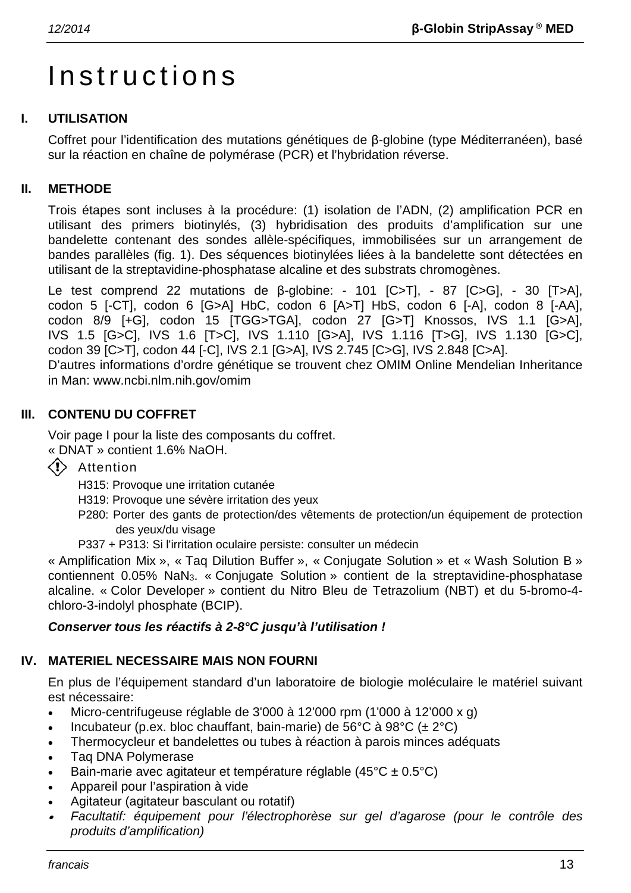# Instructions

## I. UTILISATION

Coffret pour l'identification des mutations génétiques de β-globine (type Méditerranéen), basé sur la réaction en chaîne de polymérase (PCR) et l'hybridation réverse.

## II. METHODE

Trois étapes sont incluses à la procédure: (1) isolation de l'ADN, (2) amplification PCR en utilisant des primers biotinylés, (3) hybridisation des produits d'amplification sur une bandelette contenant des sondes allèle-spécifiques, immobilisées sur un arrangement de bandes parallèles (fig. 1). Des séquences biotinylées liées à la bandelette sont détectées en utilisant de la streptavidine-phosphatase alcaline et des substrats chromogènes.

Le test comprend 22 mutations de β-globine: - 101 [C>T], - 87 [C>G], - 30 [T>A], codon 5 [-CT], codon 6 [G>A] HbC, codon 6 [A>T] HbS, codon 6 [-A], codon 8 [-AA], codon 8/9 [+G], codon 15 [TGG>TGA], codon 27 [G>T] Knossos, IVS 1.1 [G>A], IVS 1.5 [G>C], IVS 1.6 [T>C], IVS 1.110 [G>A], IVS 1.116 [T>G], IVS 1.130 [G>C], codon 39 [C>T], codon 44 [-C], IVS 2.1 [G>A], IVS 2.745 [C>G], IVS 2.848 [C>A].
D'autres informations d'ordre génétique se trouvent chez OMIM Online Mendelian Inheritance in Man: www.ncbi.nlm.nih.gov/omim

## III. CONTENU DU COFFRET

Voir page I pour la liste des composants du coffret.
« DNAT » contient 1.6% NaOH.

Attention

H315: Provoque une irritation cutanée
H319: Provoque une sévère irritation des yeux
P280: Porter des gants de protection/des vêtements de protection/un équipement de protection des yeux/du visage
P337 + P313: Si l'irritation oculaire persiste: consulter un médecin

« Amplification Mix », « Taq Dilution Buffer », « Conjugate Solution » et « Wash Solution B » contiennent 0.05% $NaN_3$. « Conjugate Solution » contient de la streptavidine-phosphatase alcaline. « Color Developer » contient du Nitro Bleu de Tetrazolium (NBT) et du 5-bromo-4-chloro-3-indolyl phosphate (BCIP).

***Conserver tous les réactifs à 2-8°C jusqu'à l'utilisation !***

## IV. MATERIEL NECESSAIRE MAIS NON FOURNI

En plus de l'équipement standard d'un laboratoire de biologie moléculaire le matériel suivant est nécessaire:

- Micro-centrifugeuse réglable de 3'000 à 12'000 rpm (1'000 à 12'000 x g)
- Incubateur (p.ex. bloc chauffant, bain-marie) de 56°C à 98°C (± 2°C)
- Thermocycleur et bandelettes ou tubes à réaction à parois minces adéquats
- Taq DNA Polymerase
- Bain-marie avec agitateur et température réglable (45°C ± 0.5°C)
- Appareil pour l'aspiration à vide
- Agitateur (agitateur basculant ou rotatif)
- *Facultatif: équipement pour l'électrophorèse sur gel d'agarose (pour le contrôle des produits d'amplification)*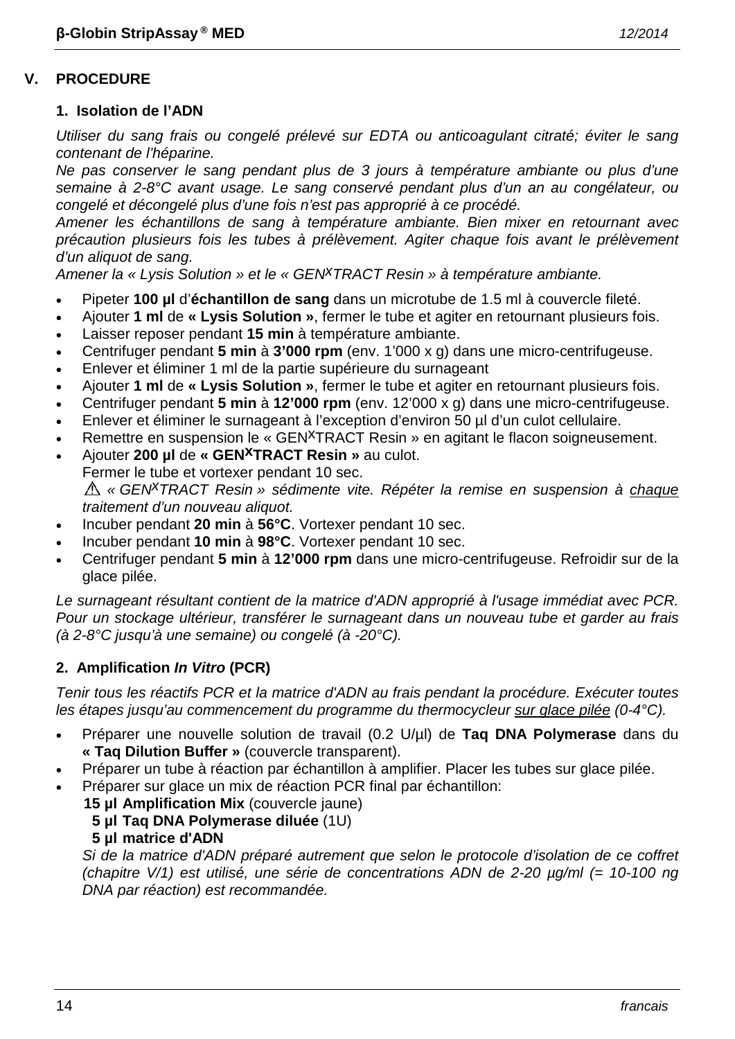## V. PROCEDURE

### 1. Isolation de l'ADN

*Utiliser du sang frais ou congelé prélevé sur EDTA ou anticoagulant citraté; éviter le sang contenant de l'héparine.*

*Ne pas conserver le sang pendant plus de 3 jours à température ambiante ou plus d'une semaine à 2-8°C avant usage. Le sang conservé pendant plus d'un an au congélateur, ou congelé et décongelé plus d'une fois n'est pas approprié à ce procédé.*

*Amener les échantillons de sang à température ambiante. Bien mixer en retournant avec précaution plusieurs fois les tubes à prélèvement. Agiter chaque fois avant le prélèvement d'un aliquot de sang.*

*Amener la « Lysis Solution » et le « GEN$^{X}$TRACT Resin » à température ambiante.*

- Pipeter **100 µl** d'**échantillon de sang** dans un microtube de 1.5 ml à couvercle fileté.
- Ajouter **1 ml** de **« Lysis Solution »**, fermer le tube et agiter en retournant plusieurs fois.
- Laisser reposer pendant **15 min** à température ambiante.
- Centrifuger pendant **5 min** à **3'000 rpm** (env. 1'000 x g) dans une micro-centrifugeuse.
- Enlever et éliminer 1 ml de la partie supérieure du surnageant
- Ajouter **1 ml** de **« Lysis Solution »**, fermer le tube et agiter en retournant plusieurs fois.
- Centrifuger pendant **5 min** à **12'000 rpm** (env. 12'000 x g) dans une micro-centrifugeuse.
- Enlever et éliminer le surnageant à l'exception d'environ 50 µl d'un culot cellulaire.
- Remettre en suspension le « GEN$^{X}$TRACT Resin » en agitant le flacon soigneusement.
- Ajouter **200 µl** de **« GEN$^{X}$TRACT Resin »** au culot.
  Fermer le tube et vortexer pendant 10 sec.
  ⚠ *« GEN$^{X}$TRACT Resin » sédimente vite. Répéter la remise en suspension à chaque traitement d'un nouveau aliquot.*
- Incuber pendant **20 min** à **56°C**. Vortexer pendant 10 sec.
- Incuber pendant **10 min** à **98°C**. Vortexer pendant 10 sec.
- Centrifuger pendant **5 min** à **12'000 rpm** dans une micro-centrifugeuse. Refroidir sur de la glace pilée.

*Le surnageant résultant contient de la matrice d'ADN approprié à l'usage immédiat avec PCR. Pour un stockage ultérieur, transférer le surnageant dans un nouveau tube et garder au frais (à 2-8°C jusqu'à une semaine) ou congelé (à -20°C).*

### 2. Amplification *In Vitro* (PCR)

*Tenir tous les réactifs PCR et la matrice d'ADN au frais pendant la procédure. Exécuter toutes les étapes jusqu'au commencement du programme du thermocycleur sur glace pilée (0-4°C).*

- Préparer une nouvelle solution de travail (0.2 U/µl) de **Taq DNA Polymerase** dans du **« Taq Dilution Buffer »** (couvercle transparent).
- Préparer un tube à réaction par échantillon à amplifier. Placer les tubes sur glace pilée.
- Préparer sur glace un mix de réaction PCR final par échantillon:
  **15 µl Amplification Mix** (couvercle jaune)
  **5 µl Taq DNA Polymerase diluée** (1U)
  **5 µl matrice d'ADN**
  *Si de la matrice d'ADN préparé autrement que selon le protocole d'isolation de ce coffret (chapitre V/1) est utilisé, une série de concentrations ADN de 2-20 µg/ml (= 10-100 ng DNA par réaction) est recommandée.*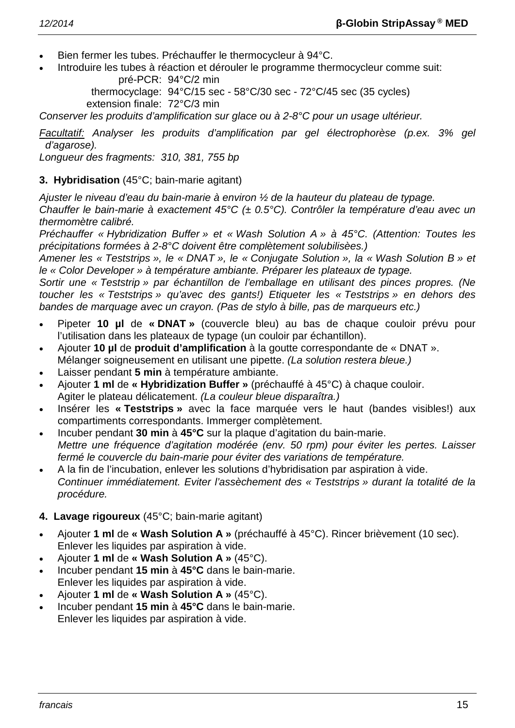- Bien fermer les tubes. Préchauffer le thermocycleur à 94°C.
- Introduire les tubes à réaction et dérouler le programme thermocycleur comme suit:

  pré-PCR: 94°C/2 min
  thermocyclage: 94°C/15 sec - 58°C/30 sec - 72°C/45 sec (35 cycles)
  extension finale: 72°C/3 min

*Conserver les produits d'amplification sur glace ou à 2-8°C pour un usage ultérieur.*

*<u>Facultatif:</u> Analyser les produits d'amplification par gel électrophorèse (p.ex. 3% gel d'agarose).*

*Longueur des fragments: 310, 381, 755 bp*

**3. Hybridisation** (45°C; bain-marie agitant)

*Ajuster le niveau d'eau du bain-marie à environ ½ de la hauteur du plateau de typage.*

*Chauffer le bain-marie à exactement 45°C (± 0.5°C). Contrôler la température d'eau avec un thermomètre calibré.*

*Préchauffer « Hybridization Buffer » et « Wash Solution A » à 45°C. (Attention: Toutes les précipitations formées à 2-8°C doivent être complètement solubilisèes.)*

*Amener les « Teststrips », le « DNAT », le « Conjugate Solution », la « Wash Solution B » et le « Color Developer » à température ambiante. Préparer les plateaux de typage.*

*Sortir une « Teststrip » par échantillon de l'emballage en utilisant des pinces propres. (Ne toucher les « Teststrips » qu'avec des gants!) Etiqueter les « Teststrips » en dehors des bandes de marquage avec un crayon. (Pas de stylo à bille, pas de marqueurs etc.)*

- Pipeter **10 µl** de **« DNAT »** (couvercle bleu) au bas de chaque couloir prévu pour l'utilisation dans les plateaux de typage (un couloir par échantillon).
- Ajouter **10 µl** de **produit d'amplification** à la goutte correspondante de « DNAT ». Mélanger soigneusement en utilisant une pipette. *(La solution restera bleue.)*
- Laisser pendant **5 min** à température ambiante.
- Ajouter **1 ml** de **« Hybridization Buffer »** (préchauffé à 45°C) à chaque couloir. Agiter le plateau délicatement. *(La couleur bleue disparaîtra.)*
- Insérer les **« Teststrips »** avec la face marquée vers le haut (bandes visibles!) aux compartiments correspondants. Immerger complètement.
- Incuber pendant **30 min** à **45°C** sur la plaque d'agitation du bain-marie. *Mettre une fréquence d'agitation modérée (env. 50 rpm) pour éviter les pertes. Laisser fermé le couvercle du bain-marie pour éviter des variations de température.*
- A la fin de l'incubation, enlever les solutions d'hybridisation par aspiration à vide. *Continuer immédiatement. Eviter l'assèchement des « Teststrips » durant la totalité de la procédure.*

**4. Lavage rigoureux** (45°C; bain-marie agitant)

- Ajouter **1 ml** de **« Wash Solution A »** (préchauffé à 45°C). Rincer brièvement (10 sec). Enlever les liquides par aspiration à vide.
- Ajouter **1 ml** de **« Wash Solution A »** (45°C).
- Incuber pendant **15 min** à **45°C** dans le bain-marie. Enlever les liquides par aspiration à vide.
- Ajouter **1 ml** de **« Wash Solution A »** (45°C).
- Incuber pendant **15 min** à **45°C** dans le bain-marie. Enlever les liquides par aspiration à vide.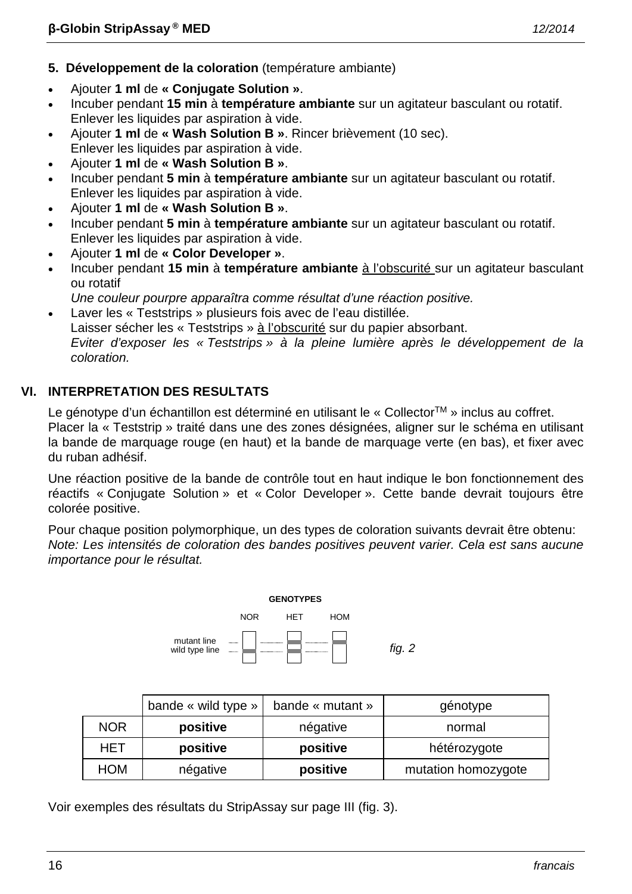### 5. **Développement de la coloration** (température ambiante)

- Ajouter **1 ml** de **« Conjugate Solution »**.
- Incuber pendant **15 min** à **température ambiante** sur un agitateur basculant ou rotatif.
  Enlever les liquides par aspiration à vide.
- Ajouter **1 ml** de **« Wash Solution B »**. Rincer brièvement (10 sec).
  Enlever les liquides par aspiration à vide.
- Ajouter **1 ml** de **« Wash Solution B »**.
- Incuber pendant **5 min** à **température ambiante** sur un agitateur basculant ou rotatif.
  Enlever les liquides par aspiration à vide.
- Ajouter **1 ml** de **« Wash Solution B »**.
- Incuber pendant **5 min** à **température ambiante** sur un agitateur basculant ou rotatif.
  Enlever les liquides par aspiration à vide.
- Ajouter **1 ml** de **« Color Developer »**.
- Incuber pendant **15 min** à **température ambiante** à l'obscurité sur un agitateur basculant ou rotatif
  *Une couleur pourpre apparaîtra comme résultat d'une réaction positive.*
- Laver les « Teststrips » plusieurs fois avec de l'eau distillée.
  Laisser sécher les « Teststrips » à l'obscurité sur du papier absorbant.
  *Eviter d'exposer les « Teststrips » à la pleine lumière après le développement de la coloration.*

## VI. INTERPRETATION DES RESULTATS

Le génotype d'un échantillon est déterminé en utilisant le « Collector™ » inclus au coffret.
Placer la « Teststrip » traité dans une des zones désignées, aligner sur le schéma en utilisant la bande de marquage rouge (en haut) et la bande de marquage verte (en bas), et fixer avec du ruban adhésif.

Une réaction positive de la bande de contrôle tout en haut indique le bon fonctionnement des réactifs « Conjugate Solution » et « Color Developer ». Cette bande devrait toujours être colorée positive.

Pour chaque position polymorphique, un des types de coloration suivants devrait être obtenu:
*Note: Les intensités de coloration des bandes positives peuvent varier. Cela est sans aucune importance pour le résultat.*

GENOTYPES

NOR HET HOM

mutant line
wild type line

fig. 2

| | bande « wild type » | bande « mutant » | génotype |
|---|---|---|---|
| NOR | **positive** | négative | normal |
| HET | **positive** | **positive** | hétérozygote |
| HOM | négative | **positive** | mutation homozygote |

Voir exemples des résultats du StripAssay sur page III (fig. 3).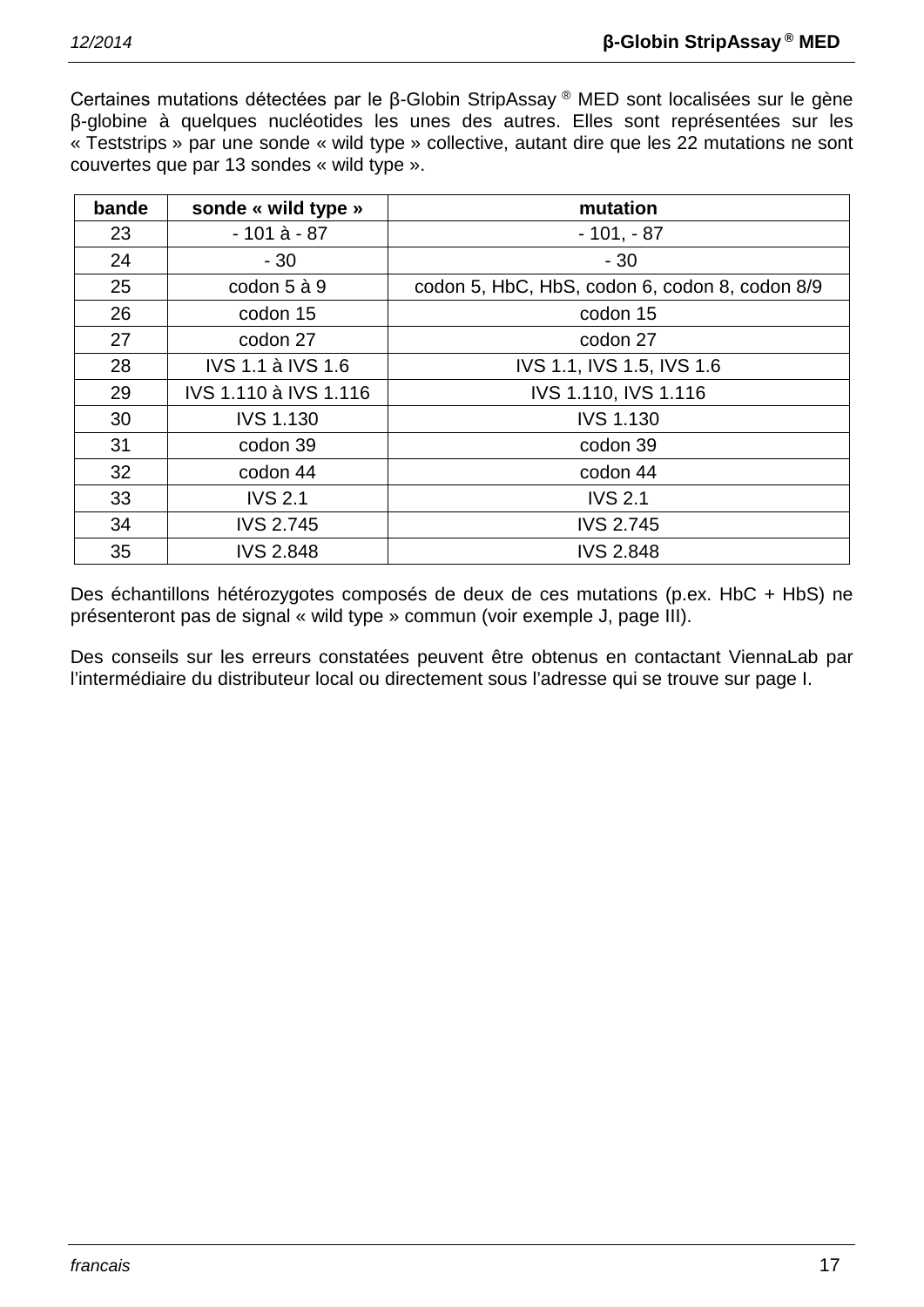Certaines mutations détectées par le β-Globin StripAssay ® MED sont localisées sur le gène β-globine à quelques nucléotides les unes des autres. Elles sont représentées sur les « Teststrips » par une sonde « wild type » collective, autant dire que les 22 mutations ne sont couvertes que par 13 sondes « wild type ».

| bande | sonde « wild type » | mutation |
|---|---|---|
| 23 | - 101 à - 87 | - 101, - 87 |
| 24 | - 30 | - 30 |
| 25 | codon 5 à 9 | codon 5, HbC, HbS, codon 6, codon 8, codon 8/9 |
| 26 | codon 15 | codon 15 |
| 27 | codon 27 | codon 27 |
| 28 | IVS 1.1 à IVS 1.6 | IVS 1.1, IVS 1.5, IVS 1.6 |
| 29 | IVS 1.110 à IVS 1.116 | IVS 1.110, IVS 1.116 |
| 30 | IVS 1.130 | IVS 1.130 |
| 31 | codon 39 | codon 39 |
| 32 | codon 44 | codon 44 |
| 33 | IVS 2.1 | IVS 2.1 |
| 34 | IVS 2.745 | IVS 2.745 |
| 35 | IVS 2.848 | IVS 2.848 |

Des échantillons hétérozygotes composés de deux de ces mutations (p.ex. HbC + HbS) ne présenteront pas de signal « wild type » commun (voir exemple J, page III).

Des conseils sur les erreurs constatées peuvent être obtenus en contactant ViennaLab par l'intermédiaire du distributeur local ou directement sous l'adresse qui se trouve sur page I.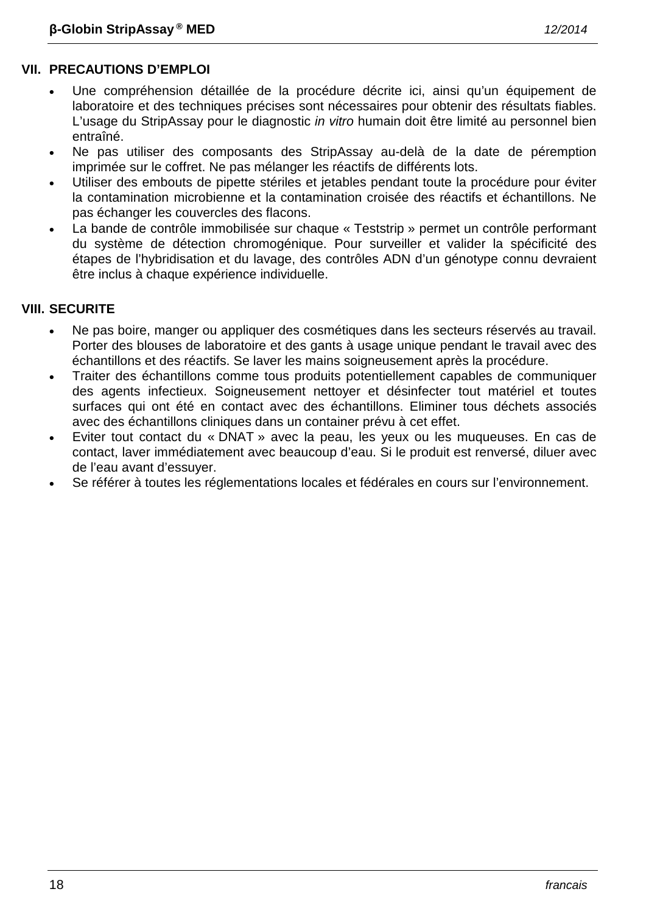## VII. PRECAUTIONS D'EMPLOI

- Une compréhension détaillée de la procédure décrite ici, ainsi qu'un équipement de laboratoire et des techniques précises sont nécessaires pour obtenir des résultats fiables. L'usage du StripAssay pour le diagnostic *in vitro* humain doit être limité au personnel bien entraîné.
- Ne pas utiliser des composants des StripAssay au-delà de la date de péremption imprimée sur le coffret. Ne pas mélanger les réactifs de différents lots.
- Utiliser des embouts de pipette stériles et jetables pendant toute la procédure pour éviter la contamination microbienne et la contamination croisée des réactifs et échantillons. Ne pas échanger les couvercles des flacons.
- La bande de contrôle immobilisée sur chaque « Teststrip » permet un contrôle performant du système de détection chromogénique. Pour surveiller et valider la spécificité des étapes de l'hybridisation et du lavage, des contrôles ADN d'un génotype connu devraient être inclus à chaque expérience individuelle.

## VIII. SECURITE

- Ne pas boire, manger ou appliquer des cosmétiques dans les secteurs réservés au travail. Porter des blouses de laboratoire et des gants à usage unique pendant le travail avec des échantillons et des réactifs. Se laver les mains soigneusement après la procédure.
- Traiter des échantillons comme tous produits potentiellement capables de communiquer des agents infectieux. Soigneusement nettoyer et désinfecter tout matériel et toutes surfaces qui ont été en contact avec des échantillons. Eliminer tous déchets associés avec des échantillons cliniques dans un container prévu à cet effet.
- Eviter tout contact du « DNAT » avec la peau, les yeux ou les muqueuses. En cas de contact, laver immédiatement avec beaucoup d'eau. Si le produit est renversé, diluer avec de l'eau avant d'essuyer.
- Se référer à toutes les réglementations locales et fédérales en cours sur l'environnement.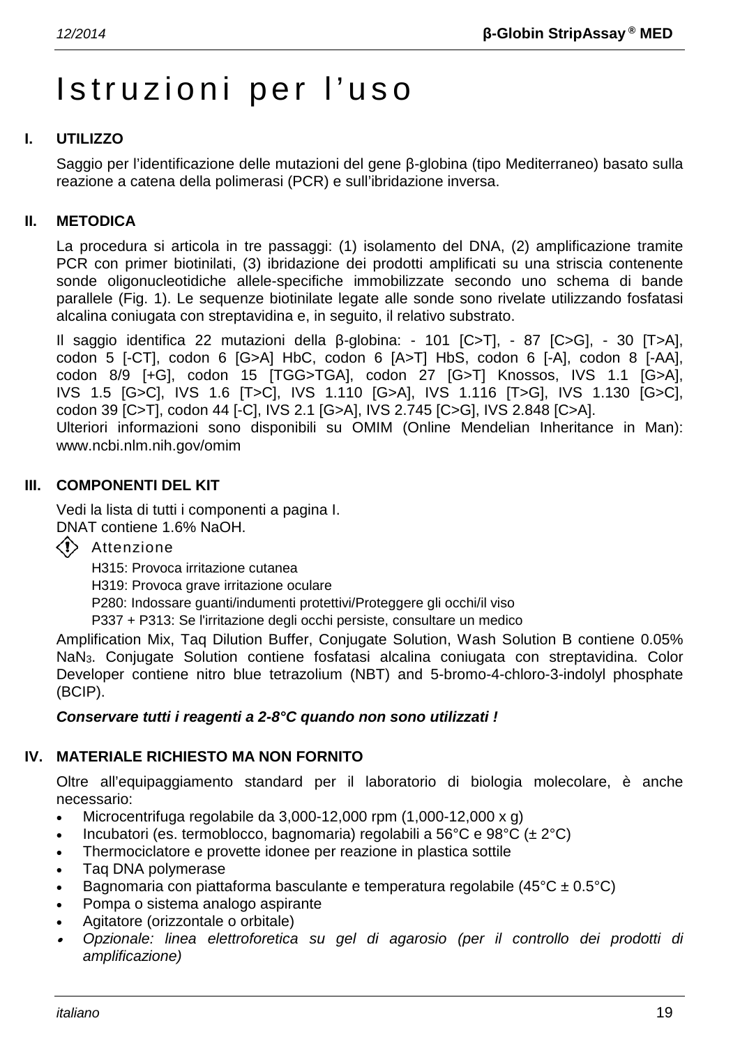# Istruzioni per l'uso

## I. UTILIZZO

Saggio per l'identificazione delle mutazioni del gene β-globina (tipo Mediterraneo) basato sulla reazione a catena della polimerasi (PCR) e sull'ibridazione inversa.

## II. METODICA

La procedura si articola in tre passaggi: (1) isolamento del DNA, (2) amplificazione tramite PCR con primer biotinilati, (3) ibridazione dei prodotti amplificati su una striscia contenente sonde oligonucleotidiche allele-specifiche immobilizzate secondo uno schema di bande parallele (Fig. 1). Le sequenze biotinilate legate alle sonde sono rivelate utilizzando fosfatasi alcalina coniugata con streptavidina e, in seguito, il relativo substrato.

Il saggio identifica 22 mutazioni della β-globina: - 101 [C>T], - 87 [C>G], - 30 [T>A], codon 5 [-CT], codon 6 [G>A] HbC, codon 6 [A>T] HbS, codon 6 [-A], codon 8 [-AA], codon 8/9 [+G], codon 15 [TGG>TGA], codon 27 [G>T] Knossos, IVS 1.1 [G>A], IVS 1.5 [G>C], IVS 1.6 [T>C], IVS 1.110 [G>A], IVS 1.116 [T>G], IVS 1.130 [G>C], codon 39 [C>T], codon 44 [-C], IVS 2.1 [G>A], IVS 2.745 [C>G], IVS 2.848 [C>A].
Ulteriori informazioni sono disponibili su OMIM (Online Mendelian Inheritance in Man): www.ncbi.nlm.nih.gov/omim

## III. COMPONENTI DEL KIT

Vedi la lista di tutti i componenti a pagina I.
DNAT contiene 1.6% NaOH.

Attenzione

H315: Provoca irritazione cutanea
H319: Provoca grave irritazione oculare
P280: Indossare guanti/indumenti protettivi/Proteggere gli occhi/il viso
P337 + P313: Se l'irritazione degli occhi persiste, consultare un medico

Amplification Mix, Taq Dilution Buffer, Conjugate Solution, Wash Solution B contiene 0.05% $NaN_3$. Conjugate Solution contiene fosfatasi alcalina coniugata con streptavidina. Color Developer contiene nitro blue tetrazolium (NBT) and 5-bromo-4-chloro-3-indolyl phosphate (BCIP).

***Conservare tutti i reagenti a 2-8°C quando non sono utilizzati !***

## IV. MATERIALE RICHIESTO MA NON FORNITO

Oltre all'equipaggiamento standard per il laboratorio di biologia molecolare, è anche necessario:

- Microcentrifuga regolabile da 3,000-12,000 rpm (1,000-12,000 x g)
- Incubatori (es. termoblocco, bagnomaria) regolabili a 56°C e 98°C (± 2°C)
- Thermociclatore e provette idonee per reazione in plastica sottile
- Taq DNA polymerase
- Bagnomaria con piattaforma basculante e temperatura regolabile (45°C ± 0.5°C)
- Pompa o sistema analogo aspirante
- Agitatore (orizzontale o orbitale)
- *Opzionale: linea elettroforetica su gel di agarosio (per il controllo dei prodotti di amplificazione)*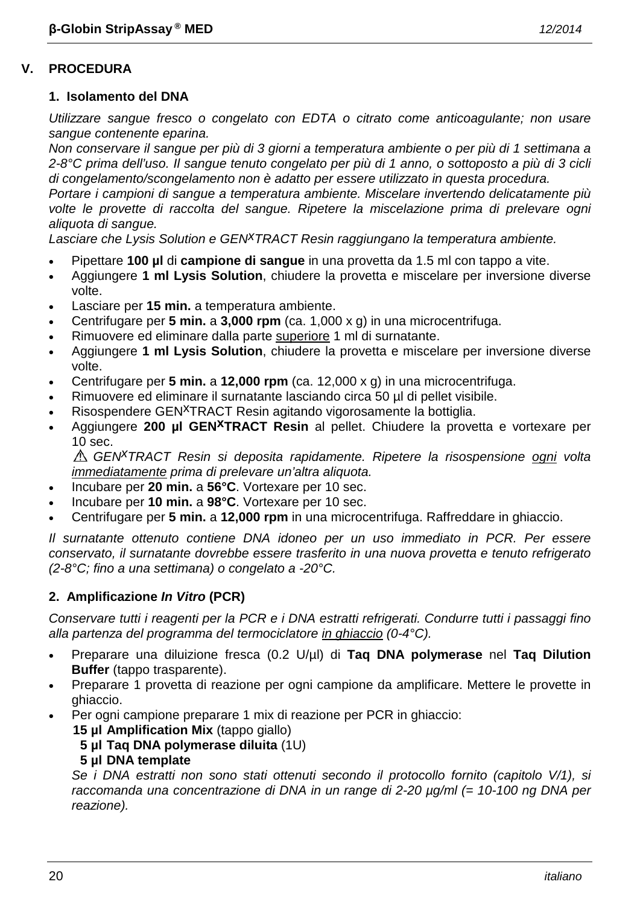## V. PROCEDURA

### 1. Isolamento del DNA

*Utilizzare sangue fresco o congelato con EDTA o citrato come anticoagulante; non usare sangue contenente eparina.*
*Non conservare il sangue per più di 3 giorni a temperatura ambiente o per più di 1 settimana a 2-8°C prima dell'uso. Il sangue tenuto congelato per più di 1 anno, o sottoposto a più di 3 cicli di congelamento/scongelamento non è adatto per essere utilizzato in questa procedura.*
*Portare i campioni di sangue a temperatura ambiente. Miscelare invertendo delicatamente più volte le provette di raccolta del sangue. Ripetere la miscelazione prima di prelevare ogni aliquota di sangue.*
*Lasciare che Lysis Solution e GEN$^{X}$TRACT Resin raggiungano la temperatura ambiente.*

- Pipettare **100 µl** di **campione di sangue** in una provetta da 1.5 ml con tappo a vite.
- Aggiungere **1 ml Lysis Solution**, chiudere la provetta e miscelare per inversione diverse volte.
- Lasciare per **15 min.** a temperatura ambiente.
- Centrifugare per **5 min.** a **3,000 rpm** (ca. 1,000 x g) in una microcentrifuga.
- Rimuovere ed eliminare dalla parte <u>superiore</u> 1 ml di surnatante.
- Aggiungere **1 ml Lysis Solution**, chiudere la provetta e miscelare per inversione diverse volte.
- Centrifugare per **5 min.** a **12,000 rpm** (ca. 12,000 x g) in una microcentrifuga.
- Rimuovere ed eliminare il surnatante lasciando circa 50 µl di pellet visibile.
- Risospendere GEN$^{X}$TRACT Resin agitando vigorosamente la bottiglia.
- Aggiungere **200 µl GEN$^{X}$TRACT Resin** al pellet. Chiudere la provetta e vortexare per 10 sec.
  ⚠ *GEN$^{X}$TRACT Resin si deposita rapidamente. Ripetere la risospensione <u>ogni</u> volta <u>immediatamente</u> prima di prelevare un'altra aliquota.*
- Incubare per **20 min.** a **56°C**. Vortexare per 10 sec.
- Incubare per **10 min.** a **98°C**. Vortexare per 10 sec.
- Centrifugare per **5 min.** a **12,000 rpm** in una microcentrifuga. Raffreddare in ghiaccio.

*Il surnatante ottenuto contiene DNA idoneo per un uso immediato in PCR. Per essere conservato, il surnatante dovrebbe essere trasferito in una nuova provetta e tenuto refrigerato (2-8°C; fino a una settimana) o congelato a -20°C.*

### 2. Amplificazione *In Vitro* (PCR)

*Conservare tutti i reagenti per la PCR e i DNA estratti refrigerati. Condurre tutti i passaggi fino alla partenza del programma del termociclatore <u>in ghiaccio</u> (0-4°C).*

- Preparare una diluizione fresca (0.2 U/µl) di **Taq DNA polymerase** nel **Taq Dilution Buffer** (tappo trasparente).
- Preparare 1 provetta di reazione per ogni campione da amplificare. Mettere le provette in ghiaccio.
- Per ogni campione preparare 1 mix di reazione per PCR in ghiaccio:
  **15 µl Amplification Mix** (tappo giallo)
  **5 µl Taq DNA polymerase diluita** (1U)
  **5 µl DNA template**
  *Se i DNA estratti non sono stati ottenuti secondo il protocollo fornito (capitolo V/1), si raccomanda una concentrazione di DNA in un range di 2-20 µg/ml (= 10-100 ng DNA per reazione).*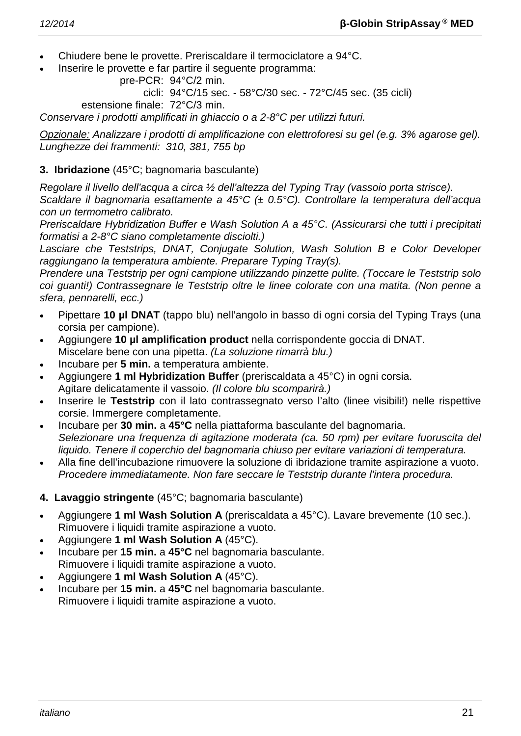- Chiudere bene le provette. Preriscaldare il termociclatore a 94°C.
- Inserire le provette e far partire il seguente programma:

  pre-PCR: 94°C/2 min.
  cicli: 94°C/15 sec. - 58°C/30 sec. - 72°C/45 sec. (35 cicli)
  estensione finale: 72°C/3 min.

*Conservare i prodotti amplificati in ghiaccio o a 2-8°C per utilizzi futuri.*

*Opzionale: Analizzare i prodotti di amplificazione con elettroforesi su gel (e.g. 3% agarose gel). Lunghezze dei frammenti: 310, 381, 755 bp*

**3. Ibridazione** (45°C; bagnomaria basculante)

*Regolare il livello dell'acqua a circa ½ dell'altezza del Typing Tray (vassoio porta strisce).*
*Scaldare il bagnomaria esattamente a 45°C (± 0.5°C). Controllare la temperatura dell'acqua con un termometro calibrato.*
*Preriscaldare Hybridization Buffer e Wash Solution A a 45°C. (Assicurarsi che tutti i precipitati formatisi a 2-8°C siano completamente disciolti.)*
*Lasciare che Teststrips, DNAT, Conjugate Solution, Wash Solution B e Color Developer raggiungano la temperatura ambiente. Preparare Typing Tray(s).*
*Prendere una Teststrip per ogni campione utilizzando pinzette pulite. (Toccare le Teststrip solo coi guanti!) Contrassegnare le Teststrip oltre le linee colorate con una matita. (Non penne a sfera, pennarelli, ecc.)*

- Pipettare **10 µl DNAT** (tappo blu) nell'angolo in basso di ogni corsia del Typing Trays (una corsia per campione).
- Aggiungere **10 µl amplification product** nella corrispondente goccia di DNAT.
  Miscelare bene con una pipetta. *(La soluzione rimarrà blu.)*
- Incubare per **5 min.** a temperatura ambiente.
- Aggiungere **1 ml Hybridization Buffer** (preriscaldata a 45°C) in ogni corsia.
  Agitare delicatamente il vassoio. *(Il colore blu scomparirà.)*
- Inserire le **Teststrip** con il lato contrassegnato verso l'alto (linee visibili!) nelle rispettive corsie. Immergere completamente.
- Incubare per **30 min.** a **45°C** nella piattaforma basculante del bagnomaria.
  *Selezionare una frequenza di agitazione moderata (ca. 50 rpm) per evitare fuoruscita del liquido. Tenere il coperchio del bagnomaria chiuso per evitare variazioni di temperatura.*
- Alla fine dell'incubazione rimuovere la soluzione di ibridazione tramite aspirazione a vuoto.
  *Procedere immediatamente. Non fare seccare le Teststrip durante l'intera procedura.*

**4. Lavaggio stringente** (45°C; bagnomaria basculante)

- Aggiungere **1 ml Wash Solution A** (preriscaldata a 45°C). Lavare brevemente (10 sec.).
  Rimuovere i liquidi tramite aspirazione a vuoto.
- Aggiungere **1 ml Wash Solution A** (45°C).
- Incubare per **15 min.** a **45°C** nel bagnomaria basculante.
  Rimuovere i liquidi tramite aspirazione a vuoto.
- Aggiungere **1 ml Wash Solution A** (45°C).
- Incubare per **15 min.** a **45°C** nel bagnomaria basculante.
  Rimuovere i liquidi tramite aspirazione a vuoto.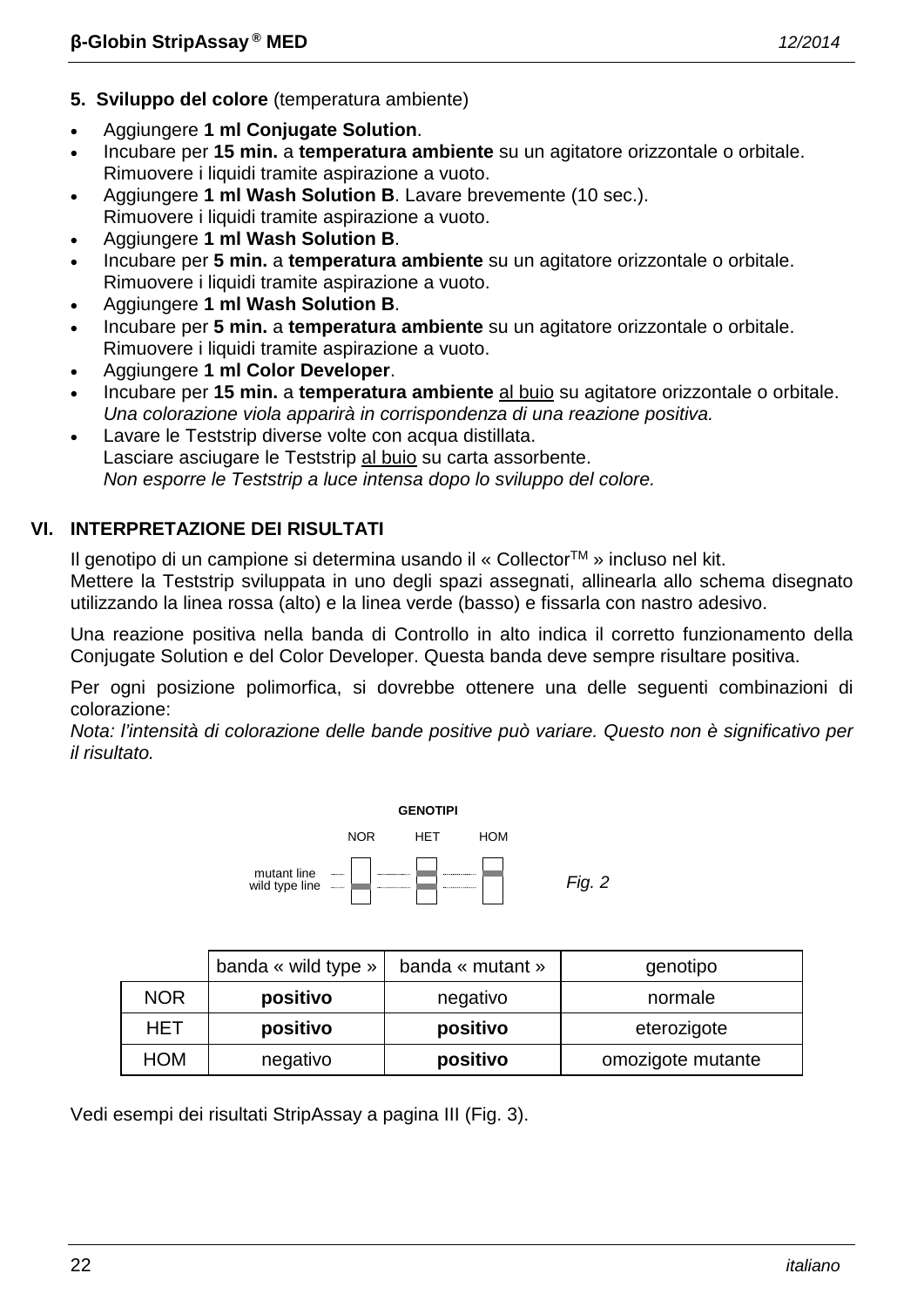**5. Sviluppo del colore** (temperatura ambiente)

- Aggiungere **1 ml Conjugate Solution**.
- Incubare per **15 min.** a **temperatura ambiente** su un agitatore orizzontale o orbitale. Rimuovere i liquidi tramite aspirazione a vuoto.
- Aggiungere **1 ml Wash Solution B**. Lavare brevemente (10 sec.). Rimuovere i liquidi tramite aspirazione a vuoto.
- Aggiungere **1 ml Wash Solution B**.
- Incubare per **5 min.** a **temperatura ambiente** su un agitatore orizzontale o orbitale. Rimuovere i liquidi tramite aspirazione a vuoto.
- Aggiungere **1 ml Wash Solution B**.
- Incubare per **5 min.** a **temperatura ambiente** su un agitatore orizzontale o orbitale. Rimuovere i liquidi tramite aspirazione a vuoto.
- Aggiungere **1 ml Color Developer**.
- Incubare per **15 min.** a **temperatura ambiente** al buio su agitatore orizzontale o orbitale. *Una colorazione viola apparirà in corrispondenza di una reazione positiva.*
- Lavare le Teststrip diverse volte con acqua distillata. Lasciare asciugare le Teststrip al buio su carta assorbente. *Non esporre le Teststrip a luce intensa dopo lo sviluppo del colore.*

## VI. INTERPRETAZIONE DEI RISULTATI

Il genotipo di un campione si determina usando il « Collector™ » incluso nel kit. Mettere la Teststrip sviluppata in uno degli spazi assegnati, allinearla allo schema disegnato utilizzando la linea rossa (alto) e la linea verde (basso) e fissarla con nastro adesivo.

Una reazione positiva nella banda di Controllo in alto indica il corretto funzionamento della Conjugate Solution e del Color Developer. Questa banda deve sempre risultare positiva.

Per ogni posizione polimorfica, si dovrebbe ottenere una delle seguenti combinazioni di colorazione:
*Nota: l'intensità di colorazione delle bande positive può variare. Questo non è significativo per il risultato.*

**GENOTIPI**

NOR HET HOM

mutant line
wild type line

*Fig. 2*

| | banda « wild type » | banda « mutant » | genotipo |
|---|---|---|---|
| NOR | **positivo** | negativo | normale |
| HET | **positivo** | **positivo** | eterozigote |
| HOM | negativo | **positivo** | omozigote mutante |

Vedi esempi dei risultati StripAssay a pagina III (Fig. 3).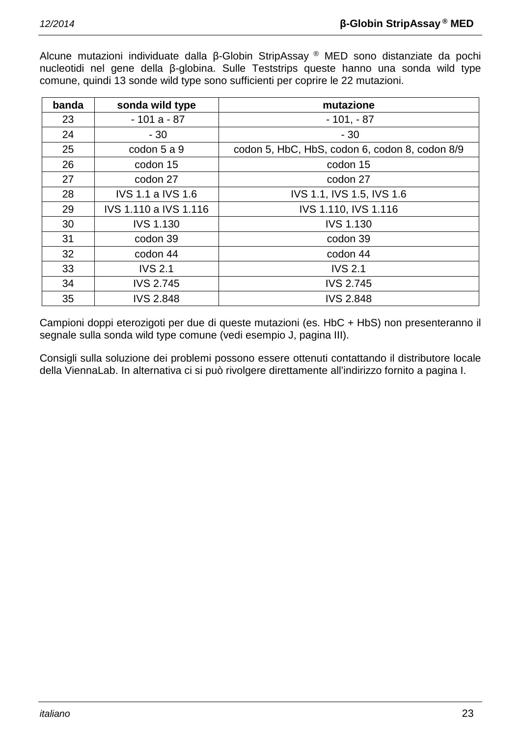Alcune mutazioni individuate dalla β-Globin StripAssay ® MED sono distanziate da pochi nucleotidi nel gene della β-globina. Sulle Teststrips queste hanno una sonda wild type comune, quindi 13 sonde wild type sono sufficienti per coprire le 22 mutazioni.

| banda | sonda wild type | mutazione |
|---|---|---|
| 23 | - 101 a - 87 | - 101, - 87 |
| 24 | - 30 | - 30 |
| 25 | codon 5 a 9 | codon 5, HbC, HbS, codon 6, codon 8, codon 8/9 |
| 26 | codon 15 | codon 15 |
| 27 | codon 27 | codon 27 |
| 28 | IVS 1.1 a IVS 1.6 | IVS 1.1, IVS 1.5, IVS 1.6 |
| 29 | IVS 1.110 a IVS 1.116 | IVS 1.110, IVS 1.116 |
| 30 | IVS 1.130 | IVS 1.130 |
| 31 | codon 39 | codon 39 |
| 32 | codon 44 | codon 44 |
| 33 | IVS 2.1 | IVS 2.1 |
| 34 | IVS 2.745 | IVS 2.745 |
| 35 | IVS 2.848 | IVS 2.848 |

Campioni doppi eterozigoti per due di queste mutazioni (es. HbC + HbS) non presenteranno il segnale sulla sonda wild type comune (vedi esempio J, pagina III).

Consigli sulla soluzione dei problemi possono essere ottenuti contattando il distributore locale della ViennaLab. In alternativa ci si può rivolgere direttamente all'indirizzo fornito a pagina I.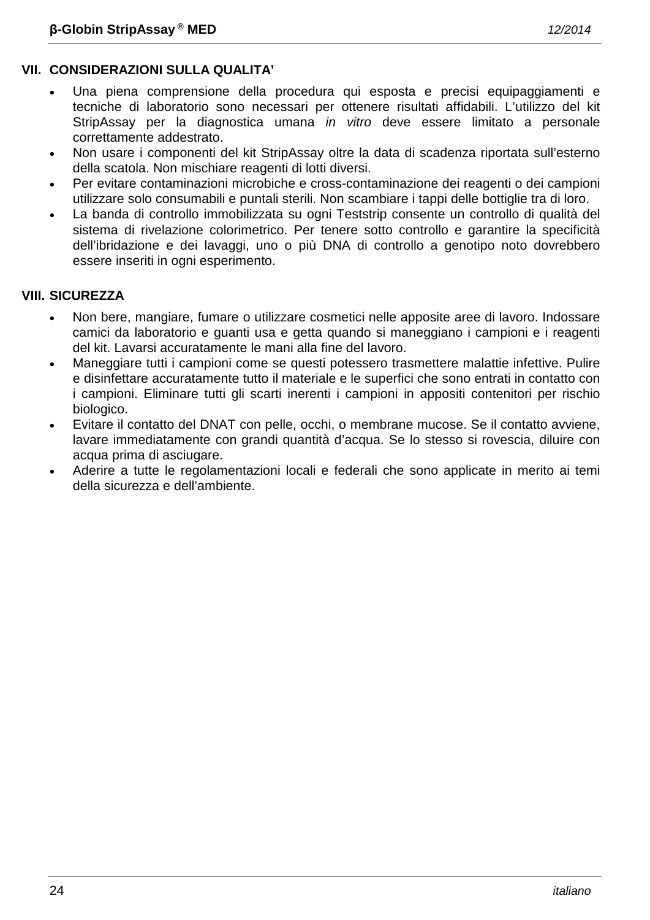## VII. CONSIDERAZIONI SULLA QUALITA'

- Una piena comprensione della procedura qui esposta e precisi equipaggiamenti e tecniche di laboratorio sono necessari per ottenere risultati affidabili. L'utilizzo del kit StripAssay per la diagnostica umana *in vitro* deve essere limitato a personale correttamente addestrato.
- Non usare i componenti del kit StripAssay oltre la data di scadenza riportata sull'esterno della scatola. Non mischiare reagenti di lotti diversi.
- Per evitare contaminazioni microbiche e cross-contaminazione dei reagenti o dei campioni utilizzare solo consumabili e puntali sterili. Non scambiare i tappi delle bottiglie tra di loro.
- La banda di controllo immobilizzata su ogni Teststrip consente un controllo di qualità del sistema di rivelazione colorimetrico. Per tenere sotto controllo e garantire la specificità dell'ibridazione e dei lavaggi, uno o più DNA di controllo a genotipo noto dovrebbero essere inseriti in ogni esperimento.

## VIII. SICUREZZA

- Non bere, mangiare, fumare o utilizzare cosmetici nelle apposite aree di lavoro. Indossare camici da laboratorio e guanti usa e getta quando si maneggiano i campioni e i reagenti del kit. Lavarsi accuratamente le mani alla fine del lavoro.
- Maneggiare tutti i campioni come se questi potessero trasmettere malattie infettive. Pulire e disinfettare accuratamente tutto il materiale e le superfici che sono entrati in contatto con i campioni. Eliminare tutti gli scarti inerenti i campioni in appositi contenitori per rischio biologico.
- Evitare il contatto del DNAT con pelle, occhi, o membrane mucose. Se il contatto avviene, lavare immediatamente con grandi quantità d'acqua. Se lo stesso si rovescia, diluire con acqua prima di asciugare.
- Aderire a tutte le regolamentazioni locali e federali che sono applicate in merito ai temi della sicurezza e dell'ambiente.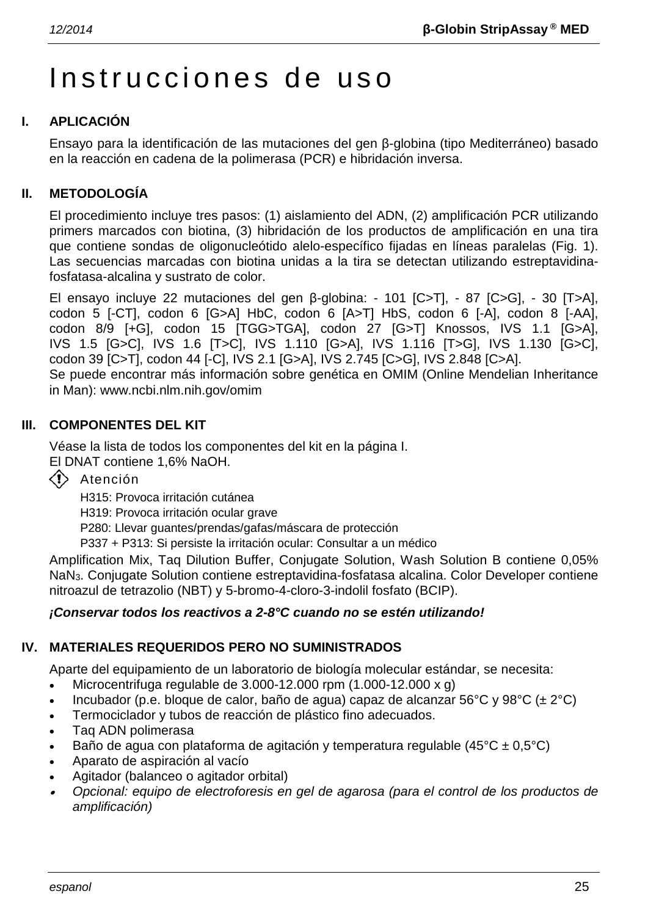# Instrucciones de uso

## I. APLICACIÓN

Ensayo para la identificación de las mutaciones del gen β-globina (tipo Mediterráneo) basado en la reacción en cadena de la polimerasa (PCR) e hibridación inversa.

## II. METODOLOGÍA

El procedimiento incluye tres pasos: (1) aislamiento del ADN, (2) amplificación PCR utilizando primers marcados con biotina, (3) hibridación de los productos de amplificación en una tira que contiene sondas de oligonucleótido alelo-específico fijadas en líneas paralelas (Fig. 1). Las secuencias marcadas con biotina unidas a la tira se detectan utilizando estreptavidina-fosfatasa-alcalina y sustrato de color.

El ensayo incluye 22 mutaciones del gen β-globina: - 101 [C>T], - 87 [C>G], - 30 [T>A], codon 5 [-CT], codon 6 [G>A] HbC, codon 6 [A>T] HbS, codon 6 [-A], codon 8 [-AA], codon 8/9 [+G], codon 15 [TGG>TGA], codon 27 [G>T] Knossos, IVS 1.1 [G>A], IVS 1.5 [G>C], IVS 1.6 [T>C], IVS 1.110 [G>A], IVS 1.116 [T>G], IVS 1.130 [G>C], codon 39 [C>T], codon 44 [-C], IVS 2.1 [G>A], IVS 2.745 [C>G], IVS 2.848 [C>A].
Se puede encontrar más información sobre genética en OMIM (Online Mendelian Inheritance in Man): www.ncbi.nlm.nih.gov/omim

## III. COMPONENTES DEL KIT

Véase la lista de todos los componentes del kit en la página I.
El DNAT contiene 1,6% NaOH.

Atención

H315: Provoca irritación cutánea
H319: Provoca irritación ocular grave
P280: Llevar guantes/prendas/gafas/máscara de protección
P337 + P313: Si persiste la irritación ocular: Consultar a un médico

Amplification Mix, Taq Dilution Buffer, Conjugate Solution, Wash Solution B contiene 0,05% $NaN_3$. Conjugate Solution contiene estreptavidina-fosfatasa alcalina. Color Developer contiene nitroazul de tetrazolio (NBT) y 5-bromo-4-cloro-3-indolil fosfato (BCIP).

***¡Conservar todos los reactivos a 2-8°C cuando no se estén utilizando!***

## IV. MATERIALES REQUERIDOS PERO NO SUMINISTRADOS

Aparte del equipamiento de un laboratorio de biología molecular estándar, se necesita:

- Microcentrifuga regulable de 3.000-12.000 rpm (1.000-12.000 x g)
- Incubador (p.e. bloque de calor, baño de agua) capaz de alcanzar 56°C y 98°C (± 2°C)
- Termociclador y tubos de reacción de plástico fino adecuados.
- Taq ADN polimerasa
- Baño de agua con plataforma de agitación y temperatura regulable (45°C ± 0,5°C)
- Aparato de aspiración al vacío
- Agitador (balanceo o agitador orbital)
- *Opcional: equipo de electroforesis en gel de agarosa (para el control de los productos de amplificación)*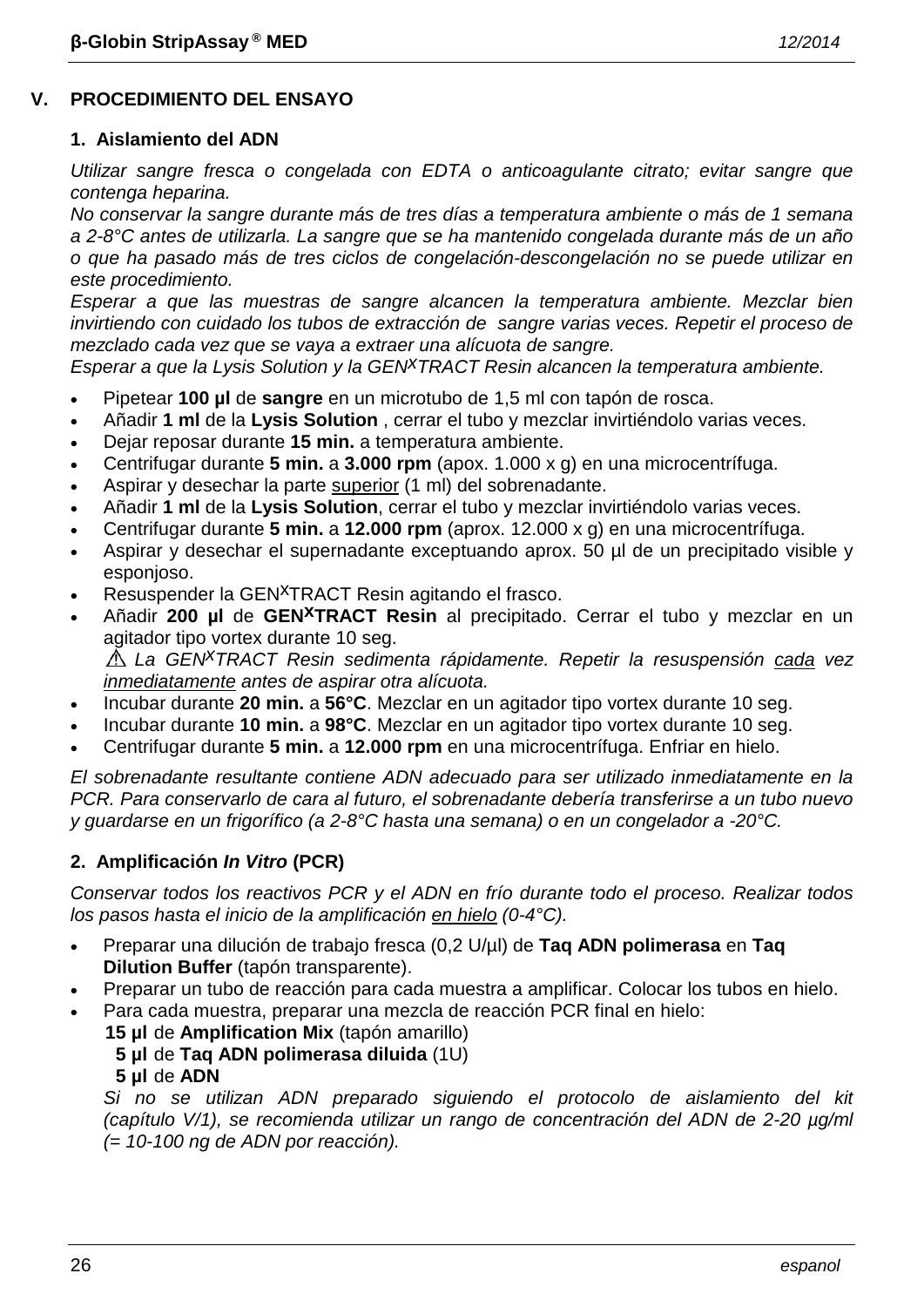## V. PROCEDIMIENTO DEL ENSAYO

### 1. Aislamiento del ADN

*Utilizar sangre fresca o congelada con EDTA o anticoagulante citrato; evitar sangre que contenga heparina.*
*No conservar la sangre durante más de tres días a temperatura ambiente o más de 1 semana a 2-8°C antes de utilizarla. La sangre que se ha mantenido congelada durante más de un año o que ha pasado más de tres ciclos de congelación-descongelación no se puede utilizar en este procedimiento.*
*Esperar a que las muestras de sangre alcancen la temperatura ambiente. Mezclar bien invirtiendo con cuidado los tubos de extracción de sangre varias veces. Repetir el proceso de mezclado cada vez que se vaya a extraer una alícuota de sangre.*
*Esperar a que la Lysis Solution y la GEN$^{X}$TRACT Resin alcancen la temperatura ambiente.*

- Pipetear **100 µl** de **sangre** en un microtubo de 1,5 ml con tapón de rosca.
- Añadir **1 ml** de la **Lysis Solution** , cerrar el tubo y mezclar invirtiéndolo varias veces.
- Dejar reposar durante **15 min.** a temperatura ambiente.
- Centrifugar durante **5 min.** a **3.000 rpm** (apox. 1.000 x g) en una microcentrífuga.
- Aspirar y desechar la parte <u>superior</u> (1 ml) del sobrenadante.
- Añadir **1 ml** de la **Lysis Solution**, cerrar el tubo y mezclar invirtiéndolo varias veces.
- Centrifugar durante **5 min.** a **12.000 rpm** (aprox. 12.000 x g) en una microcentrífuga.
- Aspirar y desechar el supernadante exceptuando aprox. 50 µl de un precipitado visible y esponjoso.
- Resuspender la GEN$^{X}$TRACT Resin agitando el frasco.
- Añadir **200 µl** de **GEN$^{X}$TRACT Resin** al precipitado. Cerrar el tubo y mezclar en un agitador tipo vortex durante 10 seg.
  ⚠ *La GEN$^{X}$TRACT Resin sedimenta rápidamente. Repetir la resuspensión <u>cada</u> vez <u>inmediatamente</u> antes de aspirar otra alícuota.*
- Incubar durante **20 min.** a **56°C**. Mezclar en un agitador tipo vortex durante 10 seg.
- Incubar durante **10 min.** a **98°C**. Mezclar en un agitador tipo vortex durante 10 seg.
- Centrifugar durante **5 min.** a **12.000 rpm** en una microcentrífuga. Enfriar en hielo.

*El sobrenadante resultante contiene ADN adecuado para ser utilizado inmediatamente en la PCR. Para conservarlo de cara al futuro, el sobrenadante debería transferirse a un tubo nuevo y guardarse en un frigorífico (a 2-8°C hasta una semana) o en un congelador a -20°C.*

### 2. Amplificación *In Vitro* (PCR)

*Conservar todos los reactivos PCR y el ADN en frío durante todo el proceso. Realizar todos los pasos hasta el inicio de la amplificación <u>en hielo</u> (0-4°C).*

- Preparar una dilución de trabajo fresca (0,2 U/µl) de **Taq ADN polimerasa** en **Taq Dilution Buffer** (tapón transparente).
- Preparar un tubo de reacción para cada muestra a amplificar. Colocar los tubos en hielo.
- Para cada muestra, preparar una mezcla de reacción PCR final en hielo:
  **15 µl** de **Amplification Mix** (tapón amarillo)
  **5 µl** de **Taq ADN polimerasa diluida** (1U)
  **5 µl** de **ADN**
  *Si no se utilizan ADN preparado siguiendo el protocolo de aislamiento del kit (capítulo V/1), se recomienda utilizar un rango de concentración del ADN de 2-20 µg/ml (= 10-100 ng de ADN por reacción).*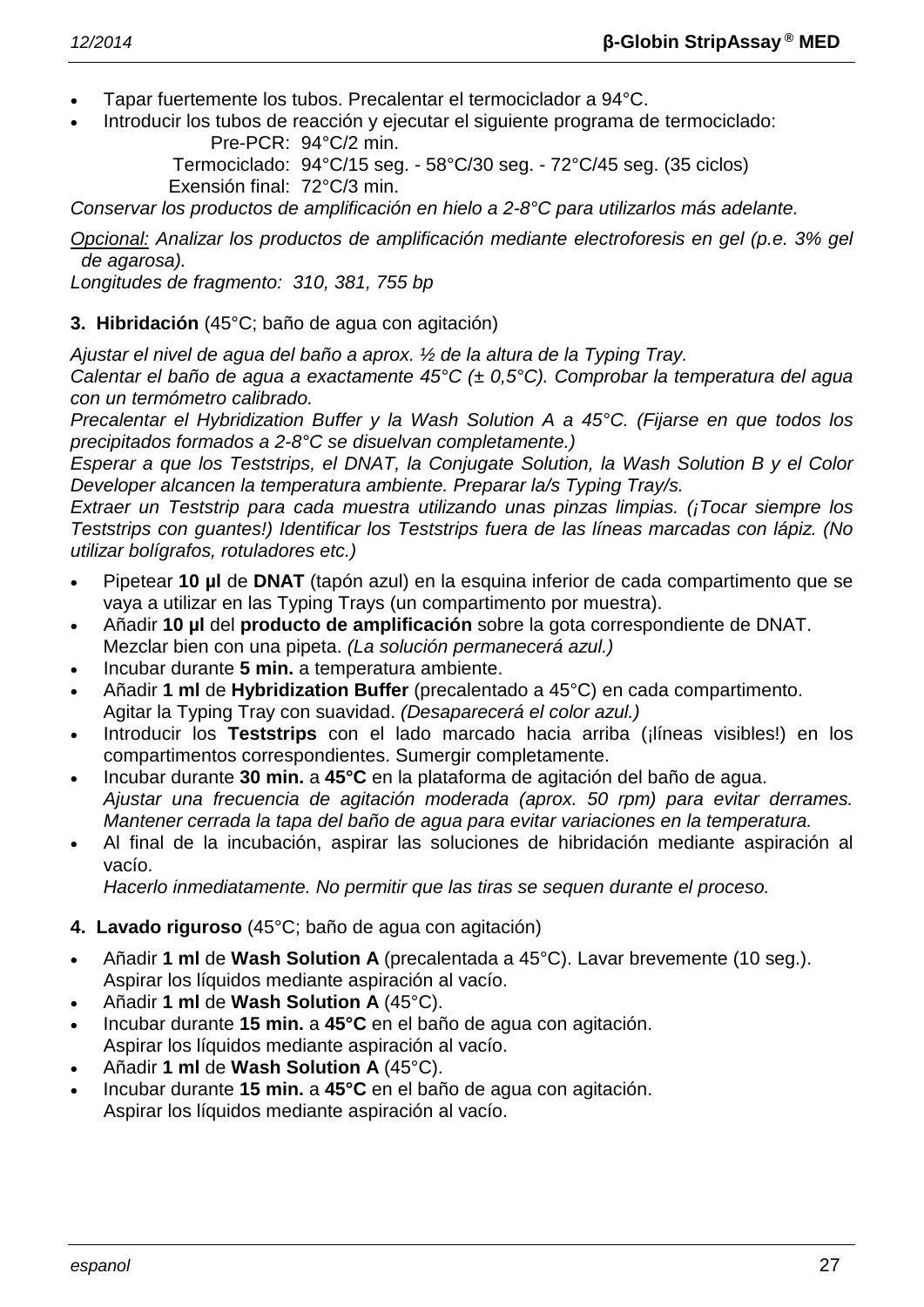- Tapar fuertemente los tubos. Precalentar el termociclador a 94°C.
- Introducir los tubos de reacción y ejecutar el siguiente programa de termociclado:

  Pre-PCR: 94°C/2 min.
  Termociclado: 94°C/15 seg. - 58°C/30 seg. - 72°C/45 seg. (35 ciclos)
  Exensión final: 72°C/3 min.

*Conservar los productos de amplificación en hielo a 2-8°C para utilizarlos más adelante.*

*<u>Opcional:</u> Analizar los productos de amplificación mediante electroforesis en gel (p.e. 3% gel de agarosa).*

*Longitudes de fragmento: 310, 381, 755 bp*

**3. Hibridación** (45°C; baño de agua con agitación)

*Ajustar el nivel de agua del baño a aprox. ½ de la altura de la Typing Tray.*
*Calentar el baño de agua a exactamente 45°C (± 0,5°C). Comprobar la temperatura del agua con un termómetro calibrado.*
*Precalentar el Hybridization Buffer y la Wash Solution A a 45°C. (Fijarse en que todos los precipitados formados a 2-8°C se disuelvan completamente.)*
*Esperar a que los Teststrips, el DNAT, la Conjugate Solution, la Wash Solution B y el Color Developer alcancen la temperatura ambiente. Preparar la/s Typing Tray/s.*
*Extraer un Teststrip para cada muestra utilizando unas pinzas limpias. (¡Tocar siempre los Teststrips con guantes!) Identificar los Teststrips fuera de las líneas marcadas con lápiz. (No utilizar bolígrafos, rotuladores etc.)*

- Pipetear **10 µl** de **DNAT** (tapón azul) en la esquina inferior de cada compartimento que se vaya a utilizar en las Typing Trays (un compartimento por muestra).
- Añadir **10 µl** del **producto de amplificación** sobre la gota correspondiente de DNAT. Mezclar bien con una pipeta. *(La solución permanecerá azul.)*
- Incubar durante **5 min.** a temperatura ambiente.
- Añadir **1 ml** de **Hybridization Buffer** (precalentado a 45°C) en cada compartimento. Agitar la Typing Tray con suavidad. *(Desaparecerá el color azul.)*
- Introducir los **Teststrips** con el lado marcado hacia arriba (¡líneas visibles!) en los compartimentos correspondientes. Sumergir completamente.
- Incubar durante **30 min.** a **45°C** en la plataforma de agitación del baño de agua. *Ajustar una frecuencia de agitación moderada (aprox. 50 rpm) para evitar derrames. Mantener cerrada la tapa del baño de agua para evitar variaciones en la temperatura.*
- Al final de la incubación, aspirar las soluciones de hibridación mediante aspiración al vacío. *Hacerlo inmediatamente. No permitir que las tiras se sequen durante el proceso.*

**4. Lavado riguroso** (45°C; baño de agua con agitación)

- Añadir **1 ml** de **Wash Solution A** (precalentada a 45°C). Lavar brevemente (10 seg.). Aspirar los líquidos mediante aspiración al vacío.
- Añadir **1 ml** de **Wash Solution A** (45°C).
- Incubar durante **15 min.** a **45°C** en el baño de agua con agitación. Aspirar los líquidos mediante aspiración al vacío.
- Añadir **1 ml** de **Wash Solution A** (45°C).
- Incubar durante **15 min.** a **45°C** en el baño de agua con agitación. Aspirar los líquidos mediante aspiración al vacío.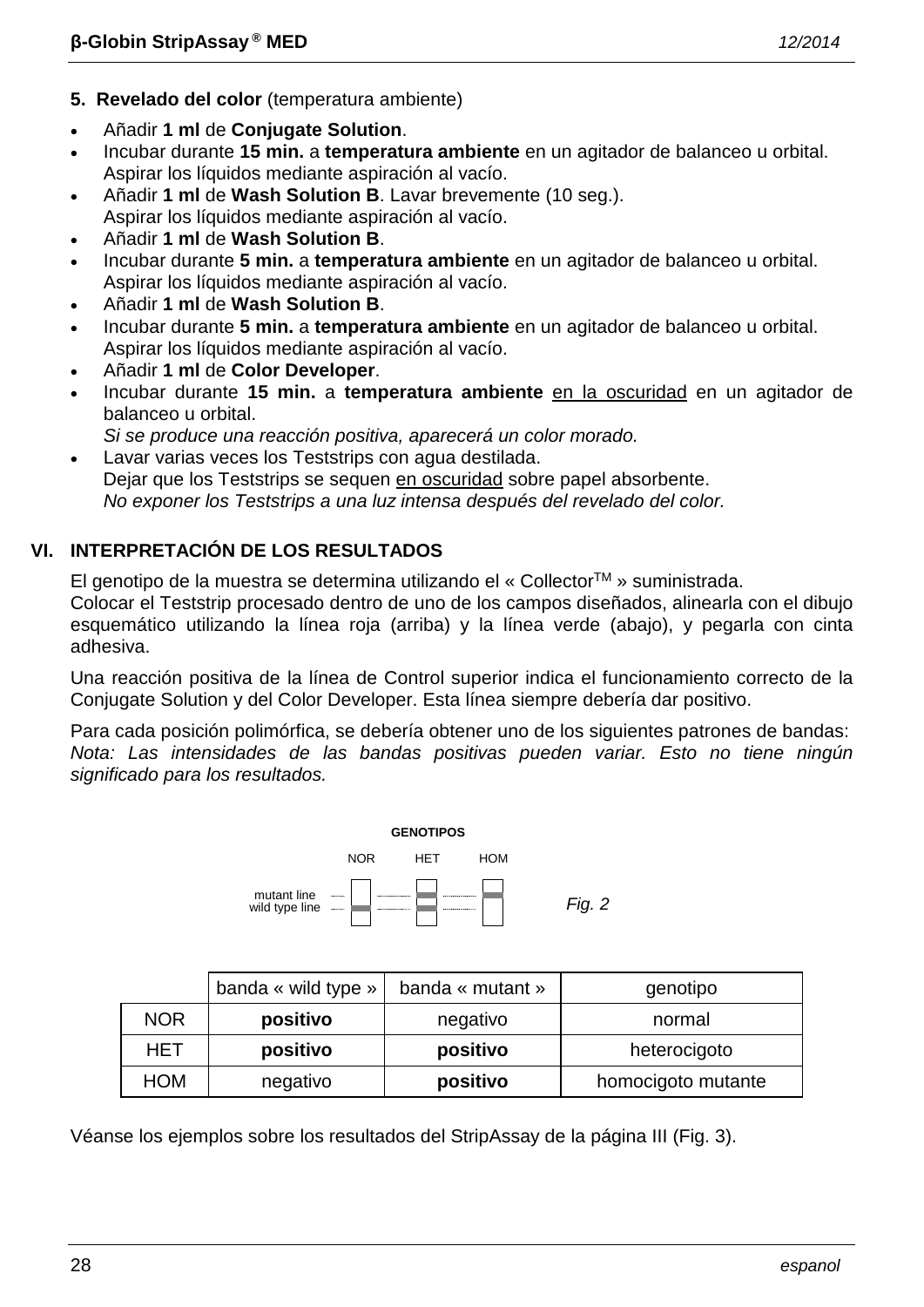**5. Revelado del color** (temperatura ambiente)

- Añadir **1 ml** de **Conjugate Solution**.
- Incubar durante **15 min.** a **temperatura ambiente** en un agitador de balanceo u orbital. Aspirar los líquidos mediante aspiración al vacío.
- Añadir **1 ml** de **Wash Solution B**. Lavar brevemente (10 seg.). Aspirar los líquidos mediante aspiración al vacío.
- Añadir **1 ml** de **Wash Solution B**.
- Incubar durante **5 min.** a **temperatura ambiente** en un agitador de balanceo u orbital. Aspirar los líquidos mediante aspiración al vacío.
- Añadir **1 ml** de **Wash Solution B**.
- Incubar durante **5 min.** a **temperatura ambiente** en un agitador de balanceo u orbital. Aspirar los líquidos mediante aspiración al vacío.
- Añadir **1 ml** de **Color Developer**.
- Incubar durante **15 min.** a **temperatura ambiente** en la oscuridad en un agitador de balanceo u orbital.
  *Si se produce una reacción positiva, aparecerá un color morado.*
- Lavar varias veces los Teststrips con agua destilada.
  Dejar que los Teststrips se sequen en oscuridad sobre papel absorbente.
  *No exponer los Teststrips a una luz intensa después del revelado del color.*

## VI. INTERPRETACIÓN DE LOS RESULTADOS

El genotipo de la muestra se determina utilizando el « Collector™ » suministrada.
Colocar el Teststrip procesado dentro de uno de los campos diseñados, alinearla con el dibujo esquemático utilizando la línea roja (arriba) y la línea verde (abajo), y pegarla con cinta adhesiva.

Una reacción positiva de la línea de Control superior indica el funcionamiento correcto de la Conjugate Solution y del Color Developer. Esta línea siempre debería dar positivo.

Para cada posición polimórfica, se debería obtener uno de los siguientes patrones de bandas:
*Nota: Las intensidades de las bandas positivas pueden variar. Esto no tiene ningún significado para los resultados.*

**GENOTIPOS**

NOR HET HOM

mutant line
wild type line

*Fig. 2*

| | banda « wild type » | banda « mutant » | genotipo |
|---|---|---|---|
| NOR | **positivo** | negativo | normal |
| HET | **positivo** | **positivo** | heterocigoto |
| HOM | negativo | **positivo** | homocigoto mutante |

Véanse los ejemplos sobre los resultados del StripAssay de la página III (Fig. 3).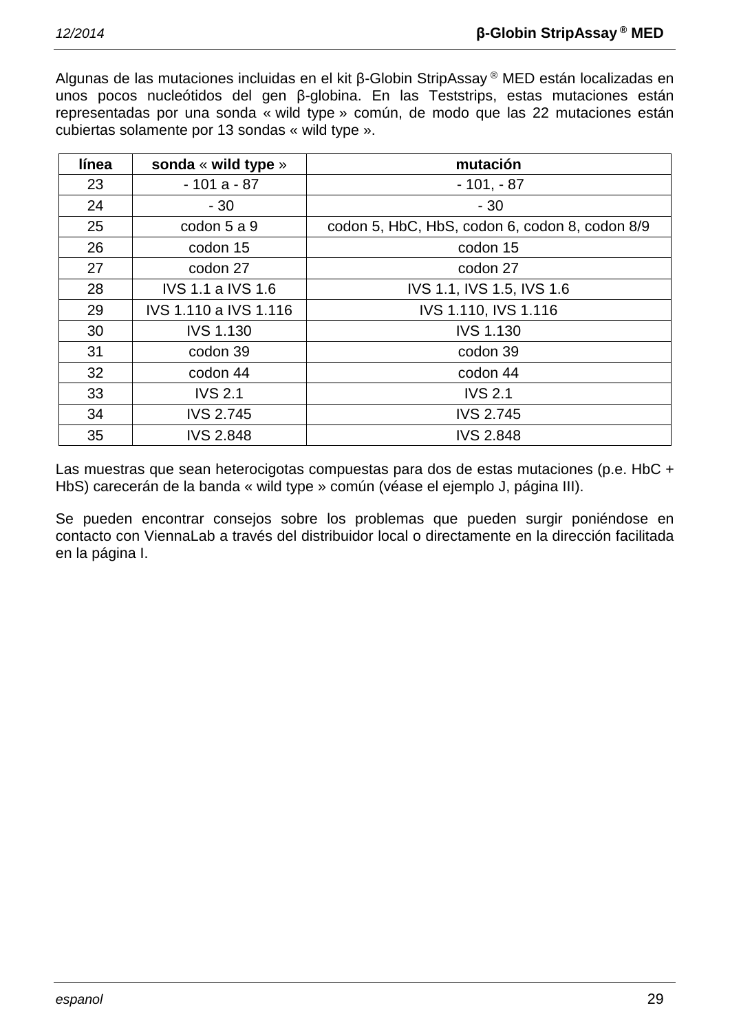Algunas de las mutaciones incluidas en el kit β-Globin StripAssay ® MED están localizadas en unos pocos nucleótidos del gen β-globina. En las Teststrips, estas mutaciones están representadas por una sonda « wild type » común, de modo que las 22 mutaciones están cubiertas solamente por 13 sondas « wild type ».

| **línea** | **sonda** « **wild type** » | **mutación** |
|---|---|---|
| 23 | - 101 a - 87 | - 101, - 87 |
| 24 | - 30 | - 30 |
| 25 | codon 5 a 9 | codon 5, HbC, HbS, codon 6, codon 8, codon 8/9 |
| 26 | codon 15 | codon 15 |
| 27 | codon 27 | codon 27 |
| 28 | IVS 1.1 a IVS 1.6 | IVS 1.1, IVS 1.5, IVS 1.6 |
| 29 | IVS 1.110 a IVS 1.116 | IVS 1.110, IVS 1.116 |
| 30 | IVS 1.130 | IVS 1.130 |
| 31 | codon 39 | codon 39 |
| 32 | codon 44 | codon 44 |
| 33 | IVS 2.1 | IVS 2.1 |
| 34 | IVS 2.745 | IVS 2.745 |
| 35 | IVS 2.848 | IVS 2.848 |

Las muestras que sean heterocigotas compuestas para dos de estas mutaciones (p.e. HbC + HbS) carecerán de la banda « wild type » común (véase el ejemplo J, página III).

Se pueden encontrar consejos sobre los problemas que pueden surgir poniéndose en contacto con ViennaLab a través del distribuidor local o directamente en la dirección facilitada en la página I.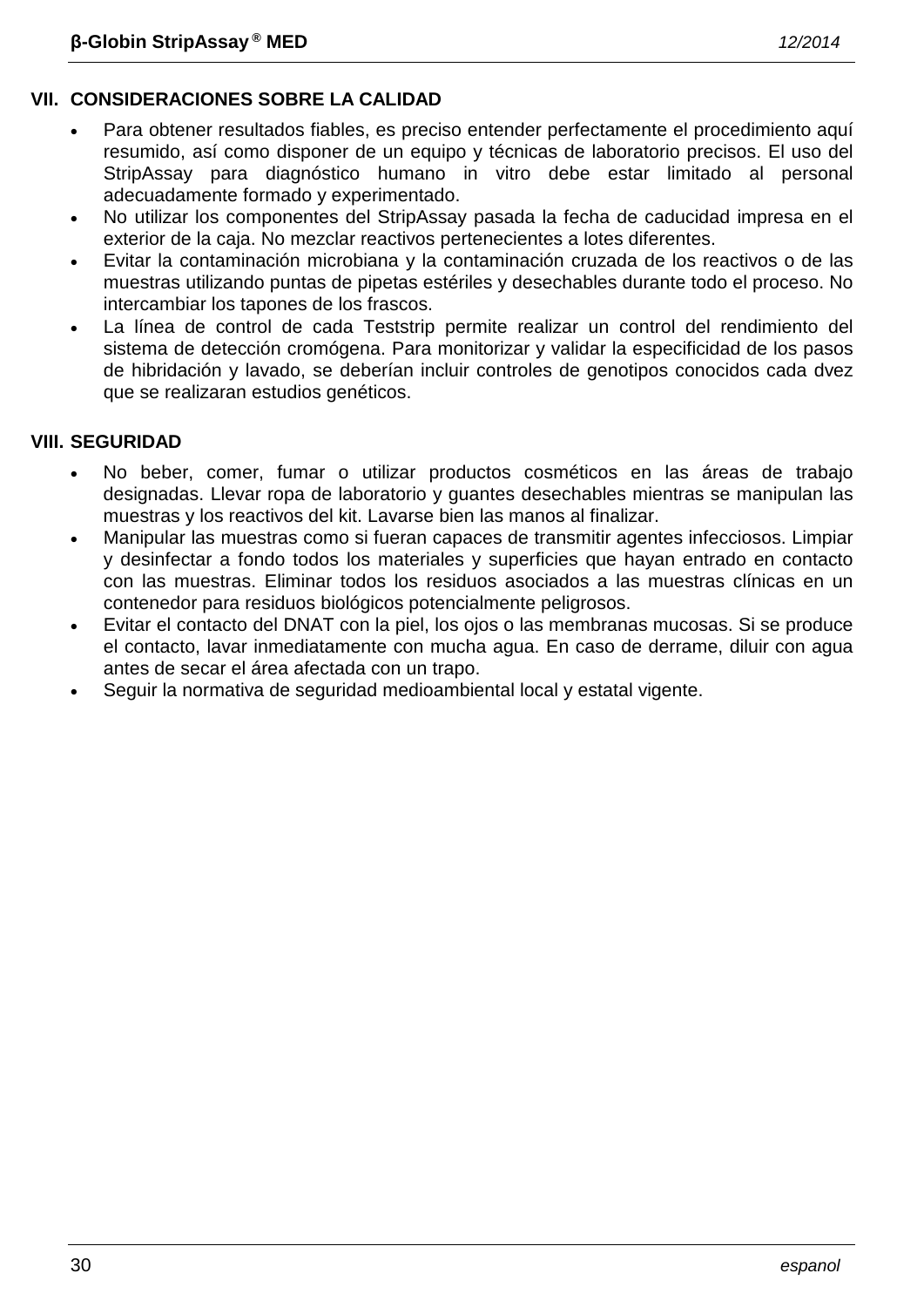## VII. CONSIDERACIONES SOBRE LA CALIDAD

- Para obtener resultados fiables, es preciso entender perfectamente el procedimiento aquí resumido, así como disponer de un equipo y técnicas de laboratorio precisos. El uso del StripAssay para diagnóstico humano in vitro debe estar limitado al personal adecuadamente formado y experimentado.
- No utilizar los componentes del StripAssay pasada la fecha de caducidad impresa en el exterior de la caja. No mezclar reactivos pertenecientes a lotes diferentes.
- Evitar la contaminación microbiana y la contaminación cruzada de los reactivos o de las muestras utilizando puntas de pipetas estériles y desechables durante todo el proceso. No intercambiar los tapones de los frascos.
- La línea de control de cada Teststrip permite realizar un control del rendimiento del sistema de detección cromógena. Para monitorizar y validar la especificidad de los pasos de hibridación y lavado, se deberían incluir controles de genotipos conocidos cada dvez que se realizaran estudios genéticos.

## VIII. SEGURIDAD

- No beber, comer, fumar o utilizar productos cosméticos en las áreas de trabajo designadas. Llevar ropa de laboratorio y guantes desechables mientras se manipulan las muestras y los reactivos del kit. Lavarse bien las manos al finalizar.
- Manipular las muestras como si fueran capaces de transmitir agentes infecciosos. Limpiar y desinfectar a fondo todos los materiales y superficies que hayan entrado en contacto con las muestras. Eliminar todos los residuos asociados a las muestras clínicas en un contenedor para residuos biológicos potencialmente peligrosos.
- Evitar el contacto del DNAT con la piel, los ojos o las membranas mucosas. Si se produce el contacto, lavar inmediatamente con mucha agua. En caso de derrame, diluir con agua antes de secar el área afectada con un trapo.
- Seguir la normativa de seguridad medioambiental local y estatal vigente.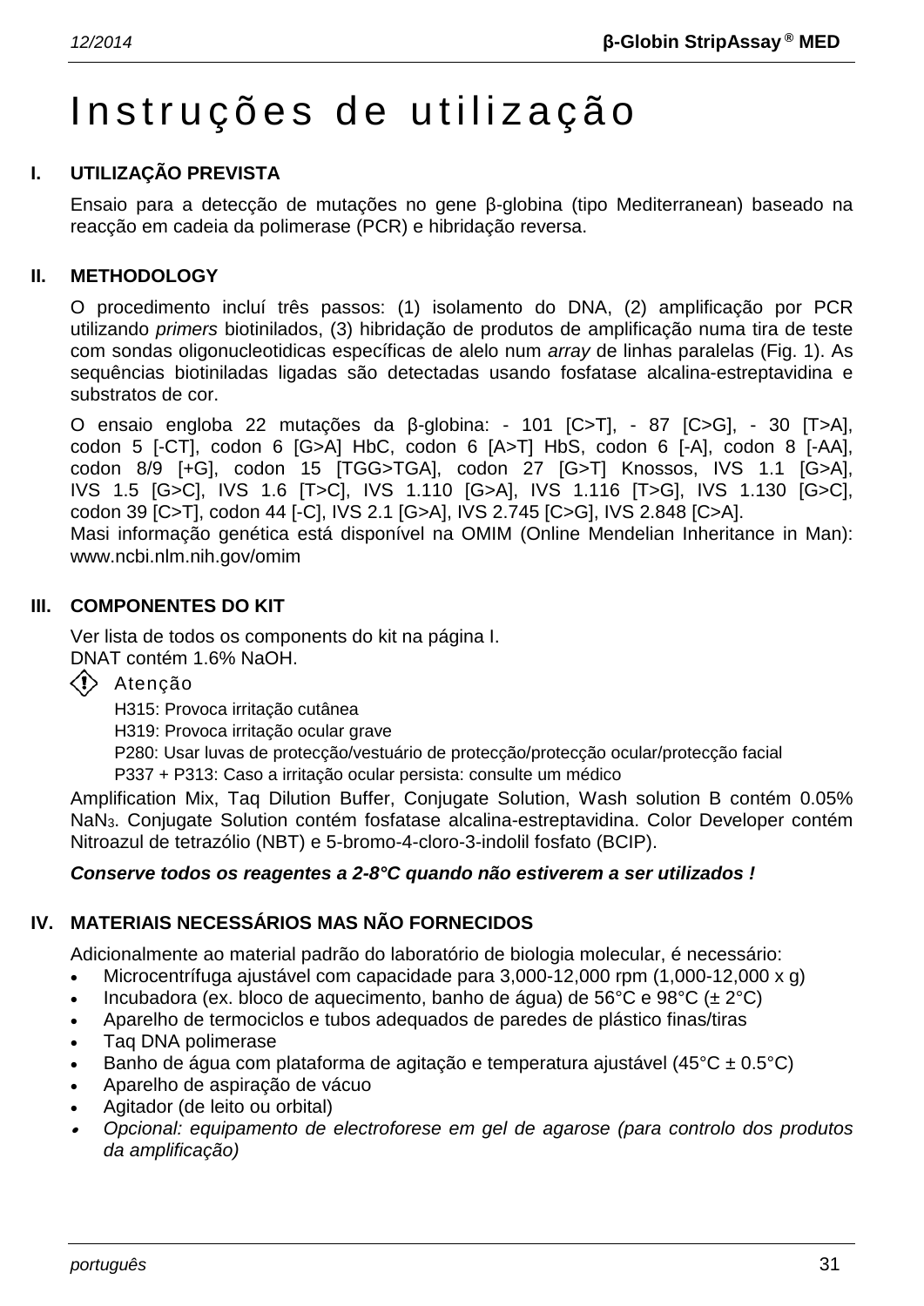# Instruções de utilização

## I. UTILIZAÇÃO PREVISTA

Ensaio para a detecção de mutações no gene β-globina (tipo Mediterranean) baseado na reacção em cadeia da polimerase (PCR) e hibridação reversa.

## II. METHODOLOGY

O procedimento incluí três passos: (1) isolamento do DNA, (2) amplificação por PCR utilizando *primers* biotinilados, (3) hibridação de produtos de amplificação numa tira de teste com sondas oligonucleotidicas específicas de alelo num *array* de linhas paralelas (Fig. 1). As sequências biotiniladas ligadas são detectadas usando fosfatase alcalina-estreptavidina e substratos de cor.

O ensaio engloba 22 mutações da β-globina: - 101 [C>T], - 87 [C>G], - 30 [T>A], codon 5 [-CT], codon 6 [G>A] HbC, codon 6 [A>T] HbS, codon 6 [-A], codon 8 [-AA], codon 8/9 [+G], codon 15 [TGG>TGA], codon 27 [G>T] Knossos, IVS 1.1 [G>A], IVS 1.5 [G>C], IVS 1.6 [T>C], IVS 1.110 [G>A], IVS 1.116 [T>G], IVS 1.130 [G>C], codon 39 [C>T], codon 44 [-C], IVS 2.1 [G>A], IVS 2.745 [C>G], IVS 2.848 [C>A].
Masi informação genética está disponível na OMIM (Online Mendelian Inheritance in Man): www.ncbi.nlm.nih.gov/omim

## III. COMPONENTES DO KIT

Ver lista de todos os components do kit na página I.
DNAT contém 1.6% NaOH.

Atenção

H315: Provoca irritação cutânea
H319: Provoca irritação ocular grave
P280: Usar luvas de protecção/vestuário de protecção/protecção ocular/protecção facial
P337 + P313: Caso a irritação ocular persista: consulte um médico

Amplification Mix, Taq Dilution Buffer, Conjugate Solution, Wash solution B contém 0.05% $NaN_3$. Conjugate Solution contém fosfatase alcalina-estreptavidina. Color Developer contém Nitroazul de tetrazólio (NBT) e 5-bromo-4-cloro-3-indolil fosfato (BCIP).

***Conserve todos os reagentes a 2-8°C quando não estiverem a ser utilizados !***

## IV. MATERIAIS NECESSÁRIOS MAS NÃO FORNECIDOS

Adicionalmente ao material padrão do laboratório de biologia molecular, é necessário:

- Microcentrífuga ajustável com capacidade para 3,000-12,000 rpm (1,000-12,000 x g)
- Incubadora (ex. bloco de aquecimento, banho de água) de 56°C e 98°C (± 2°C)
- Aparelho de termociclos e tubos adequados de paredes de plástico finas/tiras
- Taq DNA polimerase
- Banho de água com plataforma de agitação e temperatura ajustável (45°C ± 0.5°C)
- Aparelho de aspiração de vácuo
- Agitador (de leito ou orbital)
- *Opcional: equipamento de electroforese em gel de agarose (para controlo dos produtos da amplificação)*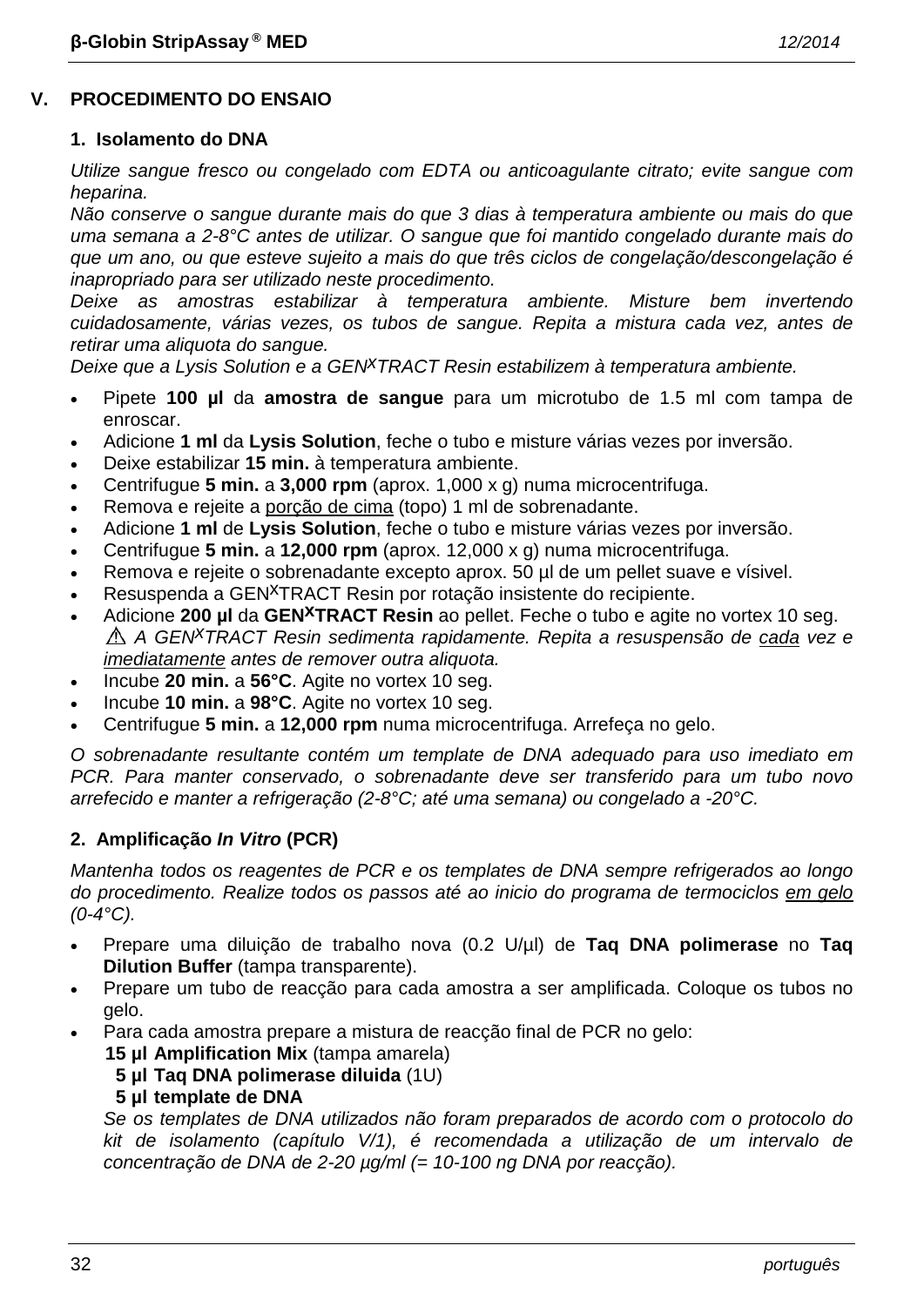## V. PROCEDIMENTO DO ENSAIO

### 1. Isolamento do DNA

*Utilize sangue fresco ou congelado com EDTA ou anticoagulante citrato; evite sangue com heparina.*
*Não conserve o sangue durante mais do que 3 dias à temperatura ambiente ou mais do que uma semana a 2-8°C antes de utilizar. O sangue que foi mantido congelado durante mais do que um ano, ou que esteve sujeito a mais do que três ciclos de congelação/descongelação é inapropriado para ser utilizado neste procedimento.*
*Deixe as amostras estabilizar à temperatura ambiente. Misture bem invertendo cuidadosamente, várias vezes, os tubos de sangue. Repita a mistura cada vez, antes de retirar uma aliquota do sangue.*
*Deixe que a Lysis Solution e a GEN$^X$TRACT Resin estabilizem à temperatura ambiente.*

- Pipete **100 µl** da **amostra de sangue** para um microtubo de 1.5 ml com tampa de enroscar.
- Adicione **1 ml** da **Lysis Solution**, feche o tubo e misture várias vezes por inversão.
- Deixe estabilizar **15 min.** à temperatura ambiente.
- Centrifugue **5 min.** a **3,000 rpm** (aprox. 1,000 x g) numa microcentrifuga.
- Remova e rejeite a porção de cima (topo) 1 ml de sobrenadante.
- Adicione **1 ml** de **Lysis Solution**, feche o tubo e misture várias vezes por inversão.
- Centrifugue **5 min.** a **12,000 rpm** (aprox. 12,000 x g) numa microcentrifuga.
- Remova e rejeite o sobrenadante excepto aprox. 50 µl de um pellet suave e vísivel.
- Resuspenda a GEN$^X$TRACT Resin por rotação insistente do recipiente.
- Adicione **200 µl** da **GEN$^X$TRACT Resin** ao pellet. Feche o tubo e agite no vortex 10 seg.
  ⚠ *A GEN$^X$TRACT Resin sedimenta rapidamente. Repita a resuspensão de cada vez e imediatamente antes de remover outra aliquota.*
- Incube **20 min.** a **56°C**. Agite no vortex 10 seg.
- Incube **10 min.** a **98°C**. Agite no vortex 10 seg.
- Centrifugue **5 min.** a **12,000 rpm** numa microcentrifuga. Arrefeça no gelo.

*O sobrenadante resultante contém um template de DNA adequado para uso imediato em PCR. Para manter conservado, o sobrenadante deve ser transferido para um tubo novo arrefecido e manter a refrigeração (2-8°C; até uma semana) ou congelado a -20°C.*

### 2. Amplificação *In Vitro* (PCR)

*Mantenha todos os reagentes de PCR e os templates de DNA sempre refrigerados ao longo do procedimento. Realize todos os passos até ao inicio do programa de termociclos em gelo (0-4°C).*

- Prepare uma diluição de trabalho nova (0.2 U/µl) de **Taq DNA polimerase** no **Taq Dilution Buffer** (tampa transparente).
- Prepare um tubo de reacção para cada amostra a ser amplificada. Coloque os tubos no gelo.
- Para cada amostra prepare a mistura de reacção final de PCR no gelo:
  **15 µl Amplification Mix** (tampa amarela)
  **5 µl Taq DNA polimerase diluida** (1U)
  **5 µl template de DNA**
  *Se os templates de DNA utilizados não foram preparados de acordo com o protocolo do kit de isolamento (capítulo V/1), é recomendada a utilização de um intervalo de concentração de DNA de 2-20 µg/ml (= 10-100 ng DNA por reacção).*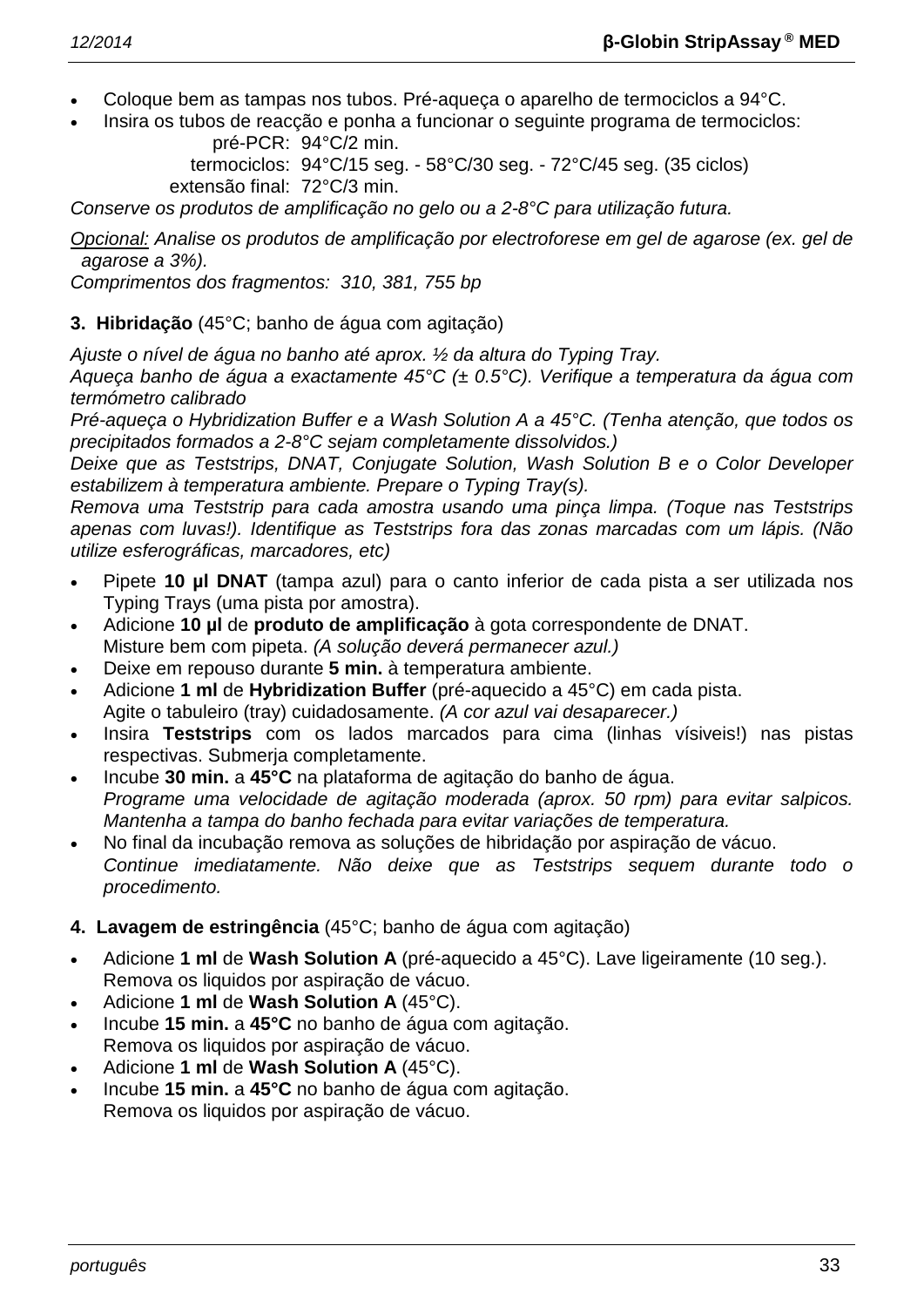- Coloque bem as tampas nos tubos. Pré-aqueça o aparelho de termociclos a 94°C.
- Insira os tubos de reacção e ponha a funcionar o seguinte programa de termociclos:

  pré-PCR: 94°C/2 min.
  termociclos: 94°C/15 seg. - 58°C/30 seg. - 72°C/45 seg. (35 ciclos)
  extensão final: 72°C/3 min.

*Conserve os produtos de amplificação no gelo ou a 2-8°C para utilização futura.*

*<u>Opcional:</u> Analise os produtos de amplificação por electroforese em gel de agarose (ex. gel de agarose a 3%).*
*Comprimentos dos fragmentos: 310, 381, 755 bp*

**3. Hibridação** (45°C; banho de água com agitação)

*Ajuste o nível de água no banho até aprox. ½ da altura do Typing Tray.*
*Aqueça banho de água a exactamente 45°C (± 0.5°C). Verifique a temperatura da água com termómetro calibrado*
*Pré-aqueça o Hybridization Buffer e a Wash Solution A a 45°C. (Tenha atenção, que todos os precipitados formados a 2-8°C sejam completamente dissolvidos.)*
*Deixe que as Teststrips, DNAT, Conjugate Solution, Wash Solution B e o Color Developer estabilizem à temperatura ambiente. Prepare o Typing Tray(s).*
*Remova uma Teststrip para cada amostra usando uma pinça limpa. (Toque nas Teststrips apenas com luvas!). Identifique as Teststrips fora das zonas marcadas com um lápis. (Não utilize esferográficas, marcadores, etc)*

- Pipete **10 µl DNAT** (tampa azul) para o canto inferior de cada pista a ser utilizada nos Typing Trays (uma pista por amostra).
- Adicione **10 µl** de **produto de amplificação** à gota correspondente de DNAT.
  Misture bem com pipeta. *(A solução deverá permanecer azul.)*
- Deixe em repouso durante **5 min.** à temperatura ambiente.
- Adicione **1 ml** de **Hybridization Buffer** (pré-aquecido a 45°C) em cada pista.
  Agite o tabuleiro (tray) cuidadosamente. *(A cor azul vai desaparecer.)*
- Insira **Teststrips** com os lados marcados para cima (linhas vísiveis!) nas pistas respectivas. Submerja completamente.
- Incube **30 min.** a **45°C** na plataforma de agitação do banho de água.
  *Programe uma velocidade de agitação moderada (aprox. 50 rpm) para evitar salpicos. Mantenha a tampa do banho fechada para evitar variações de temperatura.*
- No final da incubação remova as soluções de hibridação por aspiração de vácuo.
  *Continue imediatamente. Não deixe que as Teststrips sequem durante todo o procedimento.*

**4. Lavagem de estringência** (45°C; banho de água com agitação)

- Adicione **1 ml** de **Wash Solution A** (pré-aquecido a 45°C). Lave ligeiramente (10 seg.).
  Remova os liquidos por aspiração de vácuo.
- Adicione **1 ml** de **Wash Solution A** (45°C).
- Incube **15 min.** a **45°C** no banho de água com agitação.
  Remova os liquidos por aspiração de vácuo.
- Adicione **1 ml** de **Wash Solution A** (45°C).
- Incube **15 min.** a **45°C** no banho de água com agitação.
  Remova os liquidos por aspiração de vácuo.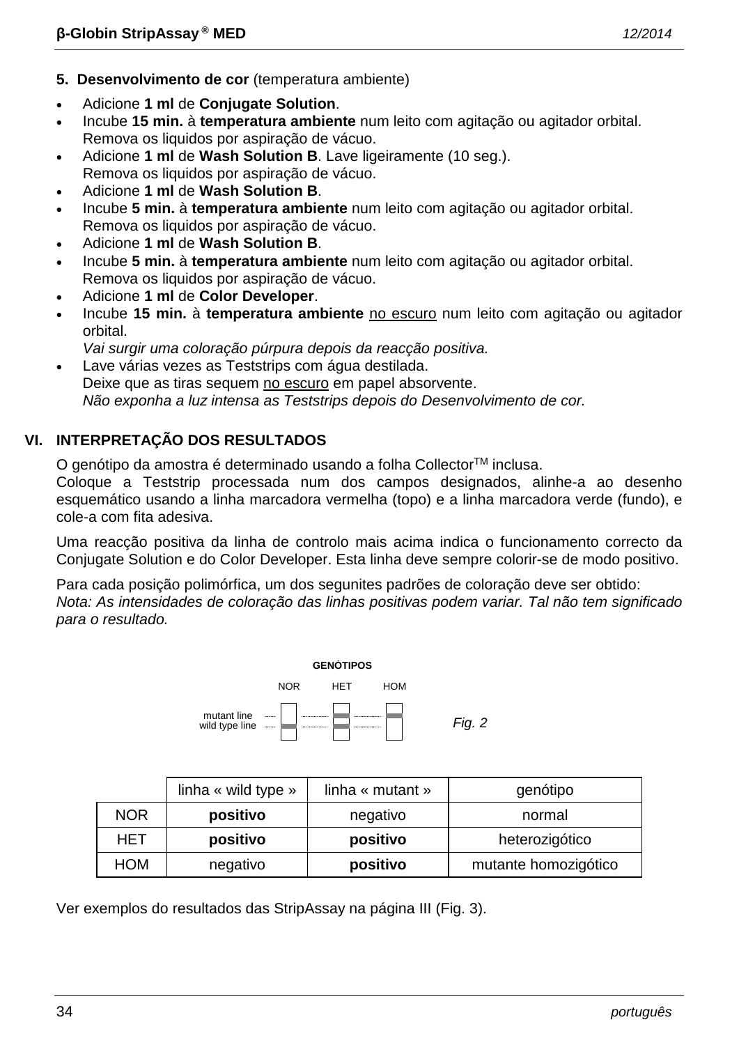**5. Desenvolvimento de cor** (temperatura ambiente)

- Adicione **1 ml** de **Conjugate Solution**.
- Incube **15 min.** à **temperatura ambiente** num leito com agitação ou agitador orbital. Remova os liquidos por aspiração de vácuo.
- Adicione **1 ml** de **Wash Solution B**. Lave ligeiramente (10 seg.). Remova os liquidos por aspiração de vácuo.
- Adicione **1 ml** de **Wash Solution B**.
- Incube **5 min.** à **temperatura ambiente** num leito com agitação ou agitador orbital. Remova os liquidos por aspiração de vácuo.
- Adicione **1 ml** de **Wash Solution B**.
- Incube **5 min.** à **temperatura ambiente** num leito com agitação ou agitador orbital. Remova os liquidos por aspiração de vácuo.
- Adicione **1 ml** de **Color Developer**.
- Incube **15 min.** à **temperatura ambiente** <u>no escuro</u> num leito com agitação ou agitador orbital.
  *Vai surgir uma coloração púrpura depois da reacção positiva.*
- Lave várias vezes as Teststrips com água destilada.
  Deixe que as tiras sequem <u>no escuro</u> em papel absorvente.
  *Não exponha a luz intensa as Teststrips depois do Desenvolvimento de cor.*

## VI. INTERPRETAÇÃO DOS RESULTADOS

O genótipo da amostra é determinado usando a folha Collector™ inclusa.
Coloque a Teststrip processada num dos campos designados, alinhe-a ao desenho esquemático usando a linha marcadora vermelha (topo) e a linha marcadora verde (fundo), e cole-a com fita adesiva.

Uma reacção positiva da linha de controlo mais acima indica o funcionamento correcto da Conjugate Solution e do Color Developer. Esta linha deve sempre colorir-se de modo positivo.

Para cada posição polimórfica, um dos segunites padrões de coloração deve ser obtido:
*Nota: As intensidades de coloração das linhas positivas podem variar. Tal não tem significado para o resultado.*

GENÓTIPOS

NOR HET HOM

mutant line
wild type line

Fig. 2

| | linha « wild type » | linha « mutant » | genótipo |
|---|---|---|---|
| NOR | **positivo** | negativo | normal |
| HET | **positivo** | **positivo** | heterozigótico |
| HOM | negativo | **positivo** | mutante homozigótico |

Ver exemplos do resultados das StripAssay na página III (Fig. 3).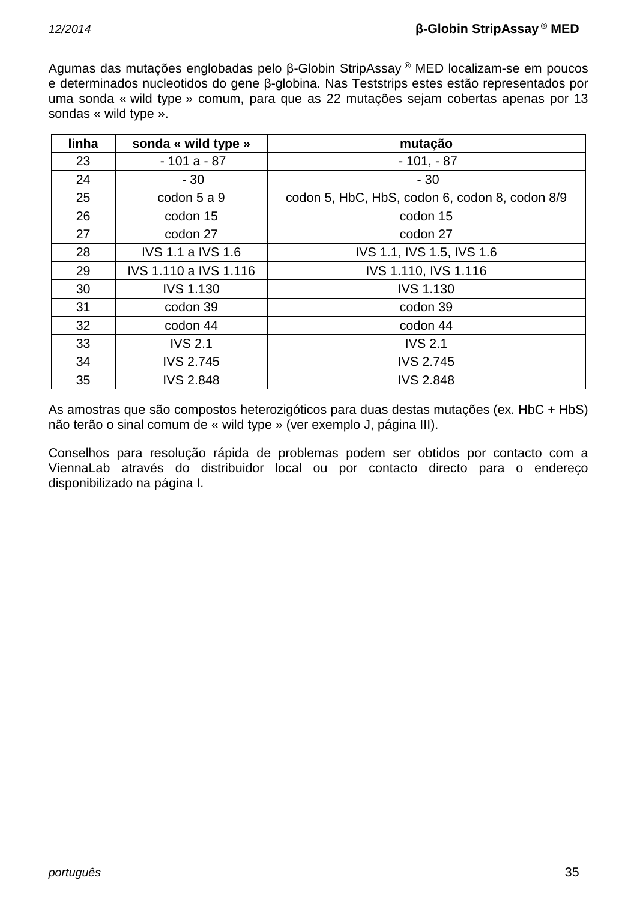Agumas das mutações englobadas pelo β-Globin StripAssay ® MED localizam-se em poucos e determinados nucleotidos do gene β-globina. Nas Teststrips estes estão representados por uma sonda « wild type » comum, para que as 22 mutações sejam cobertas apenas por 13 sondas « wild type ».

| linha | sonda « wild type » | mutação |
|---|---|---|
| 23 | - 101 a - 87 | - 101, - 87 |
| 24 | - 30 | - 30 |
| 25 | codon 5 a 9 | codon 5, HbC, HbS, codon 6, codon 8, codon 8/9 |
| 26 | codon 15 | codon 15 |
| 27 | codon 27 | codon 27 |
| 28 | IVS 1.1 a IVS 1.6 | IVS 1.1, IVS 1.5, IVS 1.6 |
| 29 | IVS 1.110 a IVS 1.116 | IVS 1.110, IVS 1.116 |
| 30 | IVS 1.130 | IVS 1.130 |
| 31 | codon 39 | codon 39 |
| 32 | codon 44 | codon 44 |
| 33 | IVS 2.1 | IVS 2.1 |
| 34 | IVS 2.745 | IVS 2.745 |
| 35 | IVS 2.848 | IVS 2.848 |

As amostras que são compostos heterozigóticos para duas destas mutações (ex. HbC + HbS) não terão o sinal comum de « wild type » (ver exemplo J, página III).

Conselhos para resolução rápida de problemas podem ser obtidos por contacto com a ViennaLab através do distribuidor local ou por contacto directo para o endereço disponibilizado na página I.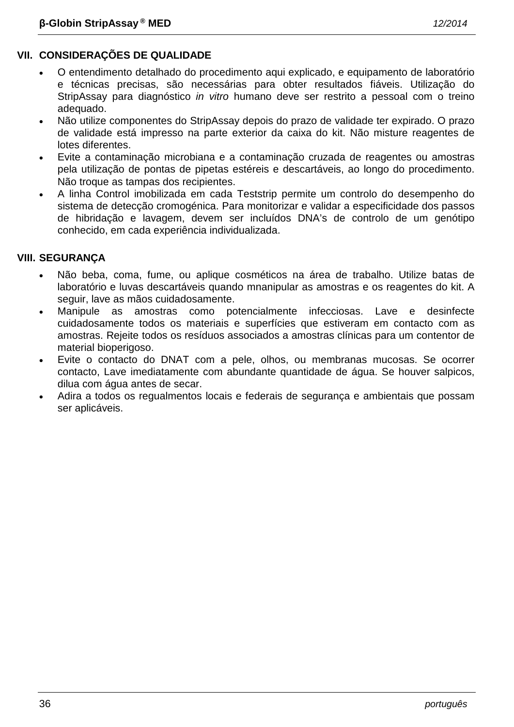## VII. CONSIDERAÇÕES DE QUALIDADE

- O entendimento detalhado do procedimento aqui explicado, e equipamento de laboratório e técnicas precisas, são necessárias para obter resultados fiáveis. Utilização do StripAssay para diagnóstico *in vitro* humano deve ser restrito a pessoal com o treino adequado.
- Não utilize componentes do StripAssay depois do prazo de validade ter expirado. O prazo de validade está impresso na parte exterior da caixa do kit. Não misture reagentes de lotes diferentes.
- Evite a contaminação microbiana e a contaminação cruzada de reagentes ou amostras pela utilização de pontas de pipetas estéreis e descartáveis, ao longo do procedimento. Não troque as tampas dos recipientes.
- A linha Control imobilizada em cada Teststrip permite um controlo do desempenho do sistema de detecção cromogénica. Para monitorizar e validar a especificidade dos passos de hibridação e lavagem, devem ser incluídos DNA's de controlo de um genótipo conhecido, em cada experiência individualizada.

## VIII. SEGURANÇA

- Não beba, coma, fume, ou aplique cosméticos na área de trabalho. Utilize batas de laboratório e luvas descartáveis quando mnanipular as amostras e os reagentes do kit. A seguir, lave as mãos cuidadosamente.
- Manipule as amostras como potencialmente infecciosas. Lave e desinfecte cuidadosamente todos os materiais e superfícies que estiveram em contacto com as amostras. Rejeite todos os resíduos associados a amostras clínicas para um contentor de material bioperigoso.
- Evite o contacto do DNAT com a pele, olhos, ou membranas mucosas. Se ocorrer contacto, Lave imediatamente com abundante quantidade de água. Se houver salpicos, dilua com água antes de secar.
- Adira a todos os regualmentos locais e federais de segurança e ambientais que possam ser aplicáveis.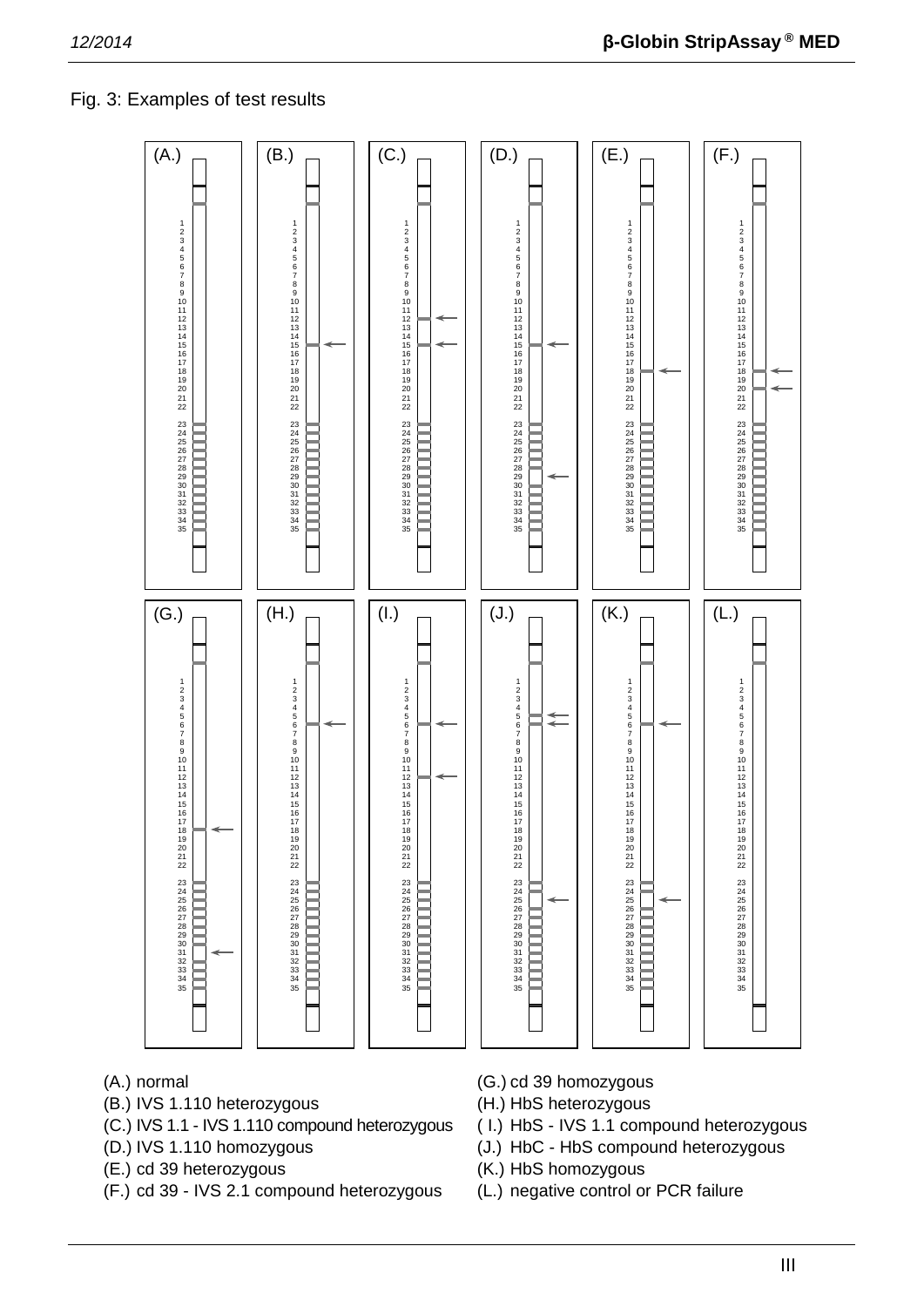Fig. 3: Examples of test results

(A.) normal
(B.) IVS 1.110 heterozygous
(C.) IVS 1.1 - IVS 1.110 compound heterozygous
(D.) IVS 1.110 homozygous
(E.) cd 39 heterozygous
(F.) cd 39 - IVS 2.1 compound heterozygous
(G.) cd 39 homozygous
(H.) HbS heterozygous
( I.) HbS - IVS 1.1 compound heterozygous
(J.) HbC - HbS compound heterozygous
(K.) HbS homozygous
(L.) negative control or PCR failure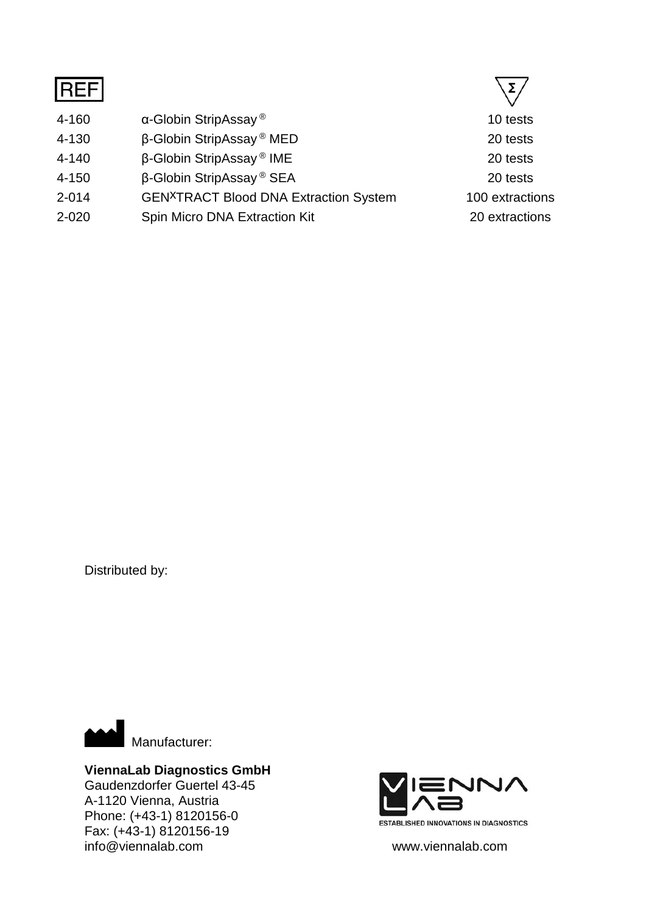| REF | | Σ |
|---|---|---|
| 4-160 | α-Globin StripAssay® | 10 tests |
| 4-130 | β-Globin StripAssay® MED | 20 tests |
| 4-140 | β-Globin StripAssay® IME | 20 tests |
| 4-150 | β-Globin StripAssay® SEA | 20 tests |
| 2-014 | GEN$^{X}$TRACT Blood DNA Extraction System | 100 extractions |
| 2-020 | Spin Micro DNA Extraction Kit | 20 extractions |

Distributed by:

Manufacturer:

**ViennaLab Diagnostics GmbH**
Gaudenzdorfer Guertel 43-45
A-1120 Vienna, Austria
Phone: (+43-1) 8120156-0
Fax: (+43-1) 8120156-19
info@viennalab.com

VIENNA LAB
ESTABLISHED INNOVATIONS IN DIAGNOSTICS

www.viennalab.com